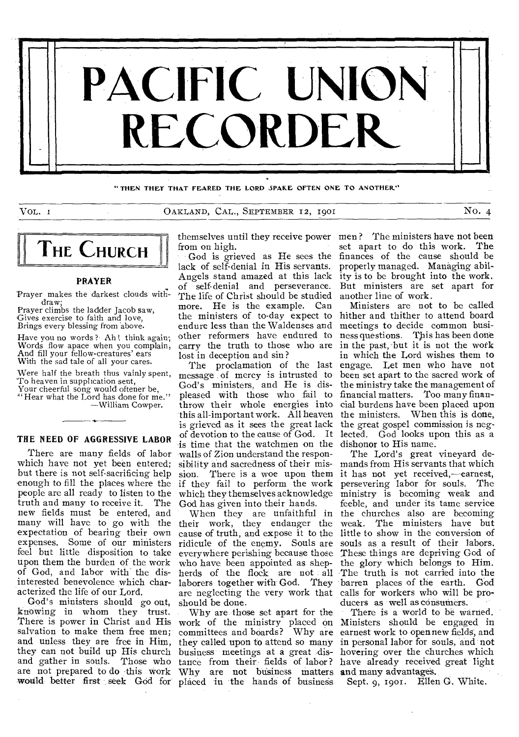# PACIFIC UNION RECORDER

"THEN THEY THAT FEARED THE LORD SPAKE OFTEN ONE TO ANOTHER"

VOL. 1 OAKLAND, CAL., SEPTEMBER 12, 1901 NO. 4

## THE CHURCH

### PRAYER

Prayer makes the darkest clouds withdraw;
Prayer climbs the ladder Jacob saw,
Gives exercise to faith and love,
Brings every blessing from above.

Have you no words? Ah! think again;
Words flow apace when you complain,
And fill your fellow-creatures' ears
With the sad tale of all your cares.

Were half the breath thus vainly spent,
To heaven in supplication sent,
Your cheerful song would oftener be,
"Hear what the Lord has done for me."

—William Cowper.

### THE NEED OF AGGRESSIVE LABOR

There are many fields of labor which have not yet been entered; but there is not self-sacrificing help enough to fill the places where the people are all ready to listen to the truth and many to receive it. The new fields must be entered, and many will have to go with the expectation of bearing their own expenses. Some of our ministers feel but little disposition to take upon them the burden of the work of God, and labor with the disinterested benevolence which characterized the life of our Lord.

God's ministers should go out, knowing in whom they trust. There is power in Christ and His salvation to make them free men; and unless they are free in Him, they can not build up His church and gather in souls. Those who are not prepared to do this work would better first seek God for themselves until they receive power from on high.

God is grieved as He sees the lack of self-denial in His servants. Angels stand amazed at this lack of self-denial and perseverance. The life of Christ should be studied more. He is the example. Can the ministers of to-day expect to endure less than the Waldenses and other reformers have endured to carry the truth to those who are lost in deception and sin?

The proclamation of the last message of mercy is intrusted to God's ministers, and He is displeased with those who fail to throw their whole energies into this all-important work. All heaven is grieved as it sees the great lack of devotion to the cause of God. It is time that the watchmen on the walls of Zion understand the responsibility and sacredness of their mission. There is a woe upon them if they fail to perform the work which they themselves acknowledge God has given into their hands.

When they are unfaithful in their work, they endanger the cause of truth, and expose it to the ridicule of the enemy. Souls are everywhere perishing because those who have been appointed as shepherds of the flock are not all laborers together with God. They are neglecting the very work that should be done.

Why are those set apart for the work of the ministry placed on committees and boards? Why are they called upon to attend so many business meetings at a great distance from their fields of labor? Why are not business matters placed in the hands of business men? The ministers have not been set apart to do this work. The finances of the cause should be properly managed. Managing ability is to be brought into the work. But ministers are set apart for another line of work.

Ministers are not to be called hither and thither to attend board meetings to decide common business questions. This has been done in the past, but it is not the work in which the Lord wishes them to engage. Let men who have not been set apart to the sacred work of the ministry take the management of financial matters. Too many financial burdens have been placed upon the ministers. When this is done, the great gospel commission is neglected. God looks upon this as a dishonor to His name.

The Lord's great vineyard demands from His servants that which it has not yet received,—earnest, persevering labor for souls. The ministry is becoming weak and feeble, and under its tame service the churches also are becoming weak. The ministers have but little to show in the conversion of souls as a result of their labors. These things are depriving God of the glory which belongs to Him. The truth is not carried into the barren places of the earth. God calls for workers who will be producers as well as consumers.

There is a world to be warned. Ministers should be engaged in earnest work to open new fields, and in personal labor for souls, and not hovering over the churches which have already received great light and many advantages.

Sept. 9, 1901. Ellen G. White.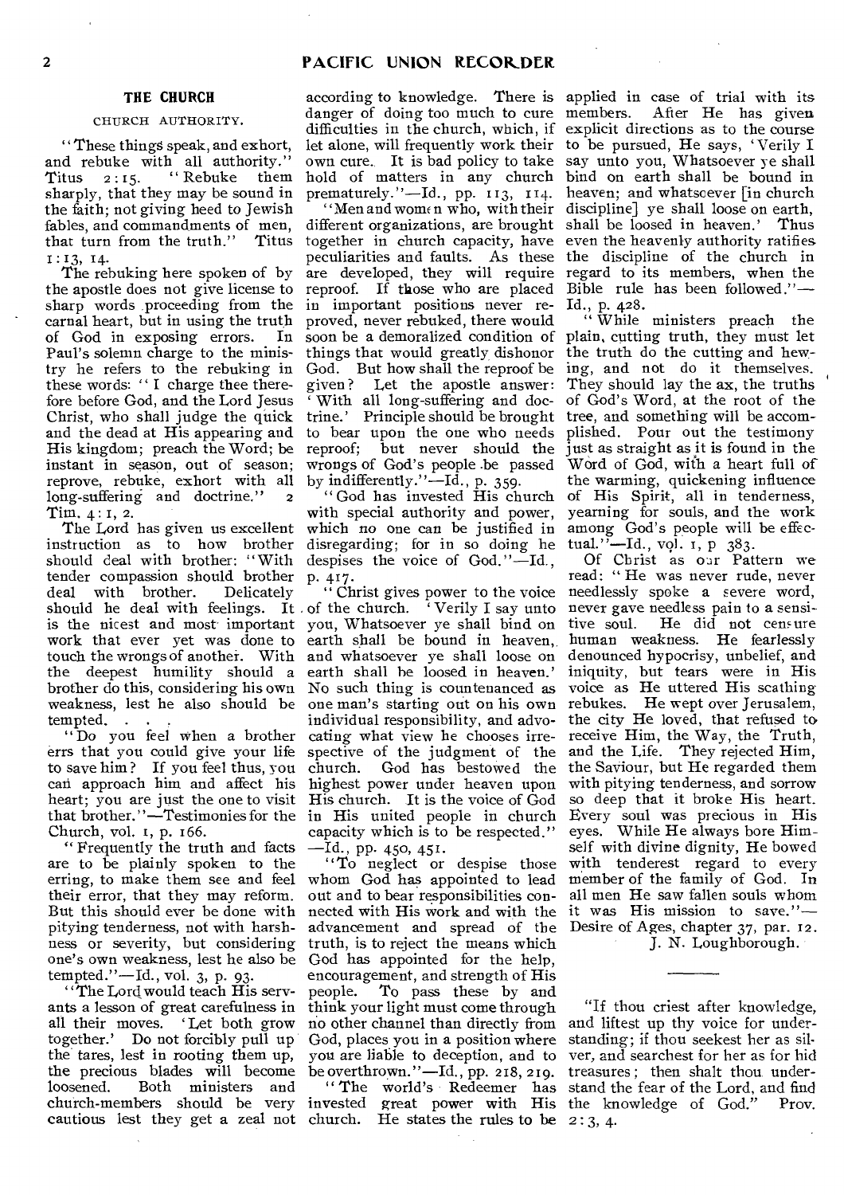## THE CHURCH

### CHURCH AUTHORITY.

"These things speak, and exhort, and rebuke with all authority." Titus 2:15. "Rebuke them sharply, that they may be sound in the faith; not giving heed to Jewish fables, and commandments of men, that turn from the truth." Titus 1:13, 14.

The rebuking here spoken of by the apostle does not give license to sharp words proceeding from the carnal heart, but in using the truth of God in exposing errors. In Paul's solemn charge to the ministry he refers to the rebuking in these words: "I charge thee therefore before God, and the Lord Jesus Christ, who shall judge the quick and the dead at His appearing and His kingdom; preach the Word; be instant in season, out of season; reprove, rebuke, exhort with all long-suffering and doctrine." 2 Tim. 4:1, 2.

The Lord has given us excellent instruction as to how brother should deal with brother: "With tender compassion should brother deal with brother. Delicately should he deal with feelings. It is the nicest and most important work that ever yet was done to touch the wrongs of another. With the deepest humility should a brother do this, considering his own weakness, lest he also should be tempted. . . .

"Do you feel when a brother errs that you could give your life to save him? If you feel thus, you can approach him and affect his heart; you are just the one to visit that brother."—Testimonies for the Church, vol. 1, p. 166.

"Frequently the truth and facts are to be plainly spoken to the erring, to make them see and feel their error, that they may reform. But this should ever be done with pitying tenderness, not with harshness or severity, but considering one's own weakness, lest he also be tempted."—Id., vol. 3, p. 93.

"The Lord would teach His servants a lesson of great carefulness in all their moves. 'Let both grow together.' Do not forcibly pull up the tares, lest in rooting them up, the precious blades will become loosened. Both ministers and church-members should be very cautious lest they get a zeal not according to knowledge. There is danger of doing too much to cure difficulties in the church, which, if let alone, will frequently work their own cure. It is bad policy to take hold of matters in any church prematurely."—Id., pp. 113, 114.

"Men and women who, with their different organizations, are brought together in church capacity, have peculiarities and faults. As these are developed, they will require reproof. If those who are placed in important positions never reproved, never rebuked, there would soon be a demoralized condition of things that would greatly dishonor God. But how shall the reproof be given? Let the apostle answer: 'With all long-suffering and doctrine.' Principle should be brought to bear upon the one who needs reproof; but never should the wrongs of God's people be passed by indifferently."—Id., p. 359.

"God has invested His church with special authority and power, which no one can be justified in disregarding; for in so doing he despises the voice of God."—Id., p. 417.

"Christ gives power to the voice of the church. 'Verily I say unto you, Whatsoever ye shall bind on earth shall be bound in heaven, and whatsoever ye shall loose on earth shall be loosed in heaven.' No such thing is countenanced as one man's starting out on his own individual responsibility, and advocating what view he chooses irrespective of the judgment of the church. God has bestowed the highest power under heaven upon His church. It is the voice of God in His united people in church capacity which is to be respected."—Id., pp. 450, 451.

"To neglect or despise those whom God has appointed to lead out and to bear responsibilities connected with His work and with the advancement and spread of the truth, is to reject the means which God has appointed for the help, encouragement, and strength of His people. To pass these by and think your light must come through no other channel than directly from God, places you in a position where you are liable to deception, and to be overthrown."—Id., pp. 218, 219.

"The world's Redeemer has invested great power with His church. He states the rules to be applied in case of trial with its members. After He has given explicit directions as to the course to be pursued, He says, 'Verily I say unto you, Whatsoever ye shall bind on earth shall be bound in heaven; and whatsoever [in church discipline] ye shall loose on earth, shall be loosed in heaven.' Thus even the heavenly authority ratifies the discipline of the church in regard to its members, when the Bible rule has been followed."—Id., p. 428.

"While ministers preach the plain, cutting truth, they must let the truth do the cutting and hewing, and not do it themselves. They should lay the ax, the truths of God's Word, at the root of the tree, and something will be accomplished. Pour out the testimony just as straight as it is found in the Word of God, with a heart full of the warming, quickening influence of His Spirit, all in tenderness, yearning for souls, and the work among God's people will be effectual."—Id., vol. 1, p 383.

Of Christ as our Pattern we read: "He was never rude, never needlessly spoke a severe word, never gave needless pain to a sensitive soul. He did not censure human weakness. He fearlessly denounced hypocrisy, unbelief, and iniquity, but tears were in His voice as He uttered His scathing rebukes. He wept over Jerusalem, the city He loved, that refused to receive Him, the Way, the Truth, and the Life. They rejected Him, the Saviour, but He regarded them with pitying tenderness, and sorrow so deep that it broke His heart. Every soul was precious in His eyes. While He always bore Himself with divine dignity, He bowed with tenderest regard to every member of the family of God. In all men He saw fallen souls whom it was His mission to save."—Desire of Ages, chapter 37, par. 12.

J. N. Loughborough.

---

"If thou criest after knowledge, and liftest up thy voice for understanding; if thou seekest her as silver, and searchest for her as for hid treasures; then shalt thou understand the fear of the Lord, and find the knowledge of God." Prov. 2:3, 4.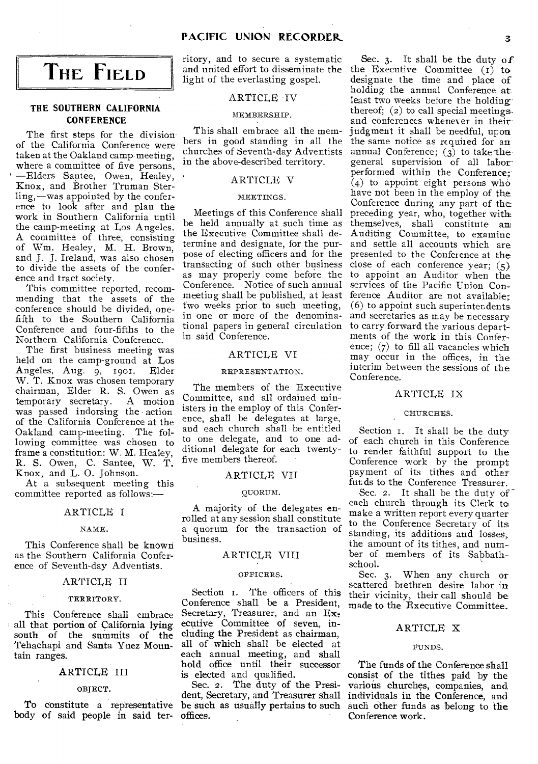# The Field

## THE SOUTHERN CALIFORNIA CONFERENCE

The first steps for the division of the California Conference were taken at the Oakland camp-meeting, where a committee of five persons, —Elders Santee, Owen, Healey, Knox, and Brother Truman Sterling,—was appointed by the conference to look after and plan the work in Southern California until the camp-meeting at Los Angeles. A committee of three, consisting of Wm. Healey, M. H. Brown, and J. J. Ireland, was also chosen to divide the assets of the conference and tract society.

This committee reported, recommending that the assets of the conference should be divided, one-fifth to the Southern California Conference and four-fifths to the Northern California Conference.

The first business meeting was held on the camp-ground at Los Angeles, Aug. 9, 1901. Elder W. T. Knox was chosen temporary chairman, Elder R. S. Owen as temporary secretary. A motion was passed indorsing the action of the California Conference at the Oakland camp-meeting. The following committee was chosen to frame a constitution: W. M. Healey, R. S. Owen, C. Santee, W. T. Knox, and L. O. Johnson.

At a subsequent meeting this committee reported as follows:—

### ARTICLE I

NAME.

This Conference shall be known as the Southern California Conference of Seventh-day Adventists.

### ARTICLE II

TERRITORY.

This Conference shall embrace all that portion of California lying south of the summits of the Tehachapi and Santa Ynez Mountain ranges.

### ARTICLE III

OBJECT.

To constitute a representative body of said people in said territory, and to secure a systematic and united effort to disseminate the light of the everlasting gospel.

### ARTICLE IV

MEMBERSHIP.

This shall embrace all the members in good standing in all the churches of Seventh-day Adventists in the above-described territory.

### ARTICLE V

MEETINGS.

Meetings of this Conference shall be held annually at such time as the Executive Committee shall determine and designate, for the purpose of electing officers and for the transacting of such other business as may properly come before the Conference. Notice of such annual meeting shall be published, at least two weeks prior to such meeting, in one or more of the denominational papers in general circulation in said Conference.

### ARTICLE VI

REPRESENTATION.

The members of the Executive Committee, and all ordained ministers in the employ of this Conference, shall be delegates at large, and each church shall be entitled to one delegate, and to one additional delegate for each twenty-five members thereof.

### ARTICLE VII

QUORUM.

A majority of the delegates enrolled at any session shall constitute a quorum for the transaction of business.

### ARTICLE VIII

OFFICERS.

Section 1. The officers of this Conference shall be a President, Secretary, Treasurer, and an Executive Committee of seven, including the President as chairman, all of which shall be elected at each annual meeting, and shall hold office until their successor is elected and qualified.

Sec. 2. The duty of the President, Secretary, and Treasurer shall be such as usually pertains to such offices.

Sec. 3. It shall be the duty of the Executive Committee (1) to designate the time and place of holding the annual Conference at least two weeks before the holding thereof; (2) to call special meetings and conferences whenever in their judgment it shall be needful, upon the same notice as required for an annual Conference; (3) to take the general supervision of all labor performed within the Conference; (4) to appoint eight persons who have not been in the employ of the Conference during any part of the preceding year, who, together with themselves, shall constitute an Auditing Committee, to examine and settle all accounts which are presented to the Conference at the close of each conference year; (5) to appoint an Auditor when the services of the Pacific Union Conference Auditor are not available; (6) to appoint such superintendents and secretaries as may be necessary to carry forward the various departments of the work in this Conference; (7) to fill all vacancies which may occur in the offices, in the interim between the sessions of the Conference.

### ARTICLE IX

CHURCHES.

Section 1. It shall be the duty of each church in this Conference to render faithful support to the Conference work by the prompt payment of its tithes and other funds to the Conference Treasurer.

Sec. 2. It shall be the duty of each church through its Clerk to make a written report every quarter to the Conference Secretary of its standing, its additions and losses, the amount of its tithes, and number of members of its Sabbath-school.

Sec. 3. When any church or scattered brethren desire labor in their vicinity, their call should be made to the Executive Committee.

### ARTICLE X

FUNDS.

The funds of the Conference shall consist of the tithes paid by the various churches, companies, and individuals in the Conference, and such other funds as belong to the Conference work.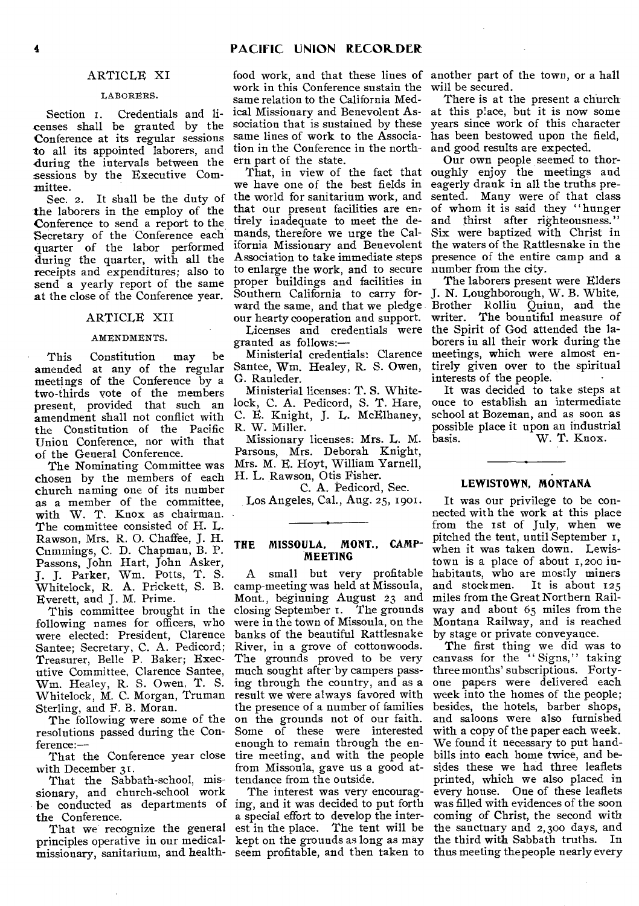### ARTICLE XI

#### LABORERS.

Section 1. Credentials and licenses shall be granted by the Conference at its regular sessions to all its appointed laborers, and during the intervals between the sessions by the Executive Committee.

Sec. 2. It shall be the duty of the laborers in the employ of the Conference to send a report to the Secretary of the Conference each quarter of the labor performed during the quarter, with all the receipts and expenditures; also to send a yearly report of the same at the close of the Conference year.

### ARTICLE XII

#### AMENDMENTS.

This Constitution may be amended at any of the regular meetings of the Conference by a two-thirds vote of the members present, provided that such an amendment shall not conflict with the Constitution of the Pacific Union Conference, nor with that of the General Conference.

The Nominating Committee was chosen by the members of each church naming one of its number as a member of the committee, with W. T. Knox as chairman. The committee consisted of H. L. Rawson, Mrs. R. O. Chaffee, J. H. Cummings, C. D. Chapman, B. P. Passons, John Hart, John Asker, J. J. Parker, Wm. Potts, T. S. Whitelock, R. A. Prickett, S. B. Everett, and J. M. Prime.

This committee brought in the following names for officers, who were elected: President, Clarence Santee; Secretary, C. A. Pedicord; Treasurer, Belle P. Baker; Executive Committee, Clarence Santee, Wm. Healey, R. S. Owen, T. S. Whitelock, M. C. Morgan, Truman Sterling, and F. B. Moran.

The following were some of the resolutions passed during the Conference:—

That the Conference year close with December 31.

That the Sabbath-school, missionary, and church-school work be conducted as departments of the Conference.

That we recognize the general principles operative in our medical-missionary, sanitarium, and health-food work, and that these lines of work in this Conference sustain the same relation to the California Medical Missionary and Benevolent Association that is sustained by these same lines of work to the Association in the Conference in the northern part of the state.

That, in view of the fact that we have one of the best fields in the world for sanitarium work, and that our present facilities are entirely inadequate to meet the demands, therefore we urge the California Missionary and Benevolent Association to take immediate steps to enlarge the work, and to secure proper buildings and facilities in Southern California to carry forward the same, and that we pledge our hearty cooperation and support.

Licenses and credentials were granted as follows:—

Ministerial credentials: Clarence Santee, Wm. Healey, R. S. Owen, G. Rauleder.

Ministerial licenses: T. S. Whitelock, C. A. Pedicord, S. T. Hare, C. E. Knight, J. L. McElhaney, R. W. Miller.

Missionary licenses: Mrs. L. M. Parsons, Mrs. Deborah Knight, Mrs. M. E. Hoyt, William Yarnell, H. L. Rawson, Otis Fisher.

C. A. Pedicord, Sec.

Los Angeles, Cal., Aug. 25, 1901.

---

## THE MISSOULA, MONT., CAMP-MEETING

A small but very profitable camp-meeting was held at Missoula, Mont., beginning August 23 and closing September 1. The grounds were in the town of Missoula, on the banks of the beautiful Rattlesnake River, in a grove of cottonwoods. The grounds proved to be very much sought after by campers passing through the country, and as a result we were always favored with the presence of a number of families on the grounds not of our faith. Some of these were interested enough to remain through the entire meeting, and with the people from Missoula, gave us a good attendance from the outside.

The interest was very encouraging, and it was decided to put forth a special effort to develop the interest in the place. The tent will be kept on the grounds as long as may seem profitable, and then taken to another part of the town, or a hall will be secured.

There is at the present a church at this place, but it is now some years since work of this character has been bestowed upon the field, and good results are expected.

Our own people seemed to thoroughly enjoy the meetings and eagerly drank in all the truths presented. Many were of that class of whom it is said they "hunger and thirst after righteousness." Six were baptized with Christ in the waters of the Rattlesnake in the presence of the entire camp and a number from the city.

The laborers present were Elders J. N. Loughborough, W. B. White, Brother Rollin Quinn, and the writer. The bountiful measure of the Spirit of God attended the laborers in all their work during the meetings, which were almost entirely given over to the spiritual interests of the people.

It was decided to take steps at once to establish an intermediate school at Bozeman, and as soon as possible place it upon an industrial basis.

W. T. Knox.

---

## LEWISTOWN, MONTANA

It was our privilege to be connected with the work at this place from the 1st of July, when we pitched the tent, until September 1, when it was taken down. Lewistown is a place of about 1,200 inhabitants, who are mostly miners and stockmen. It is about 125 miles from the Great Northern Railway and about 65 miles from the Montana Railway, and is reached by stage or private conveyance.

The first thing we did was to canvass for the "Signs," taking three months' subscriptions. Forty-one papers were delivered each week into the homes of the people; besides, the hotels, barber shops, and saloons were also furnished with a copy of the paper each week. We found it necessary to put handbills into each home twice, and besides these we had three leaflets printed, which we also placed in every house. One of these leaflets was filled with evidences of the soon coming of Christ, the second with the sanctuary and 2,300 days, and the third with Sabbath truths. In thus meeting the people nearly every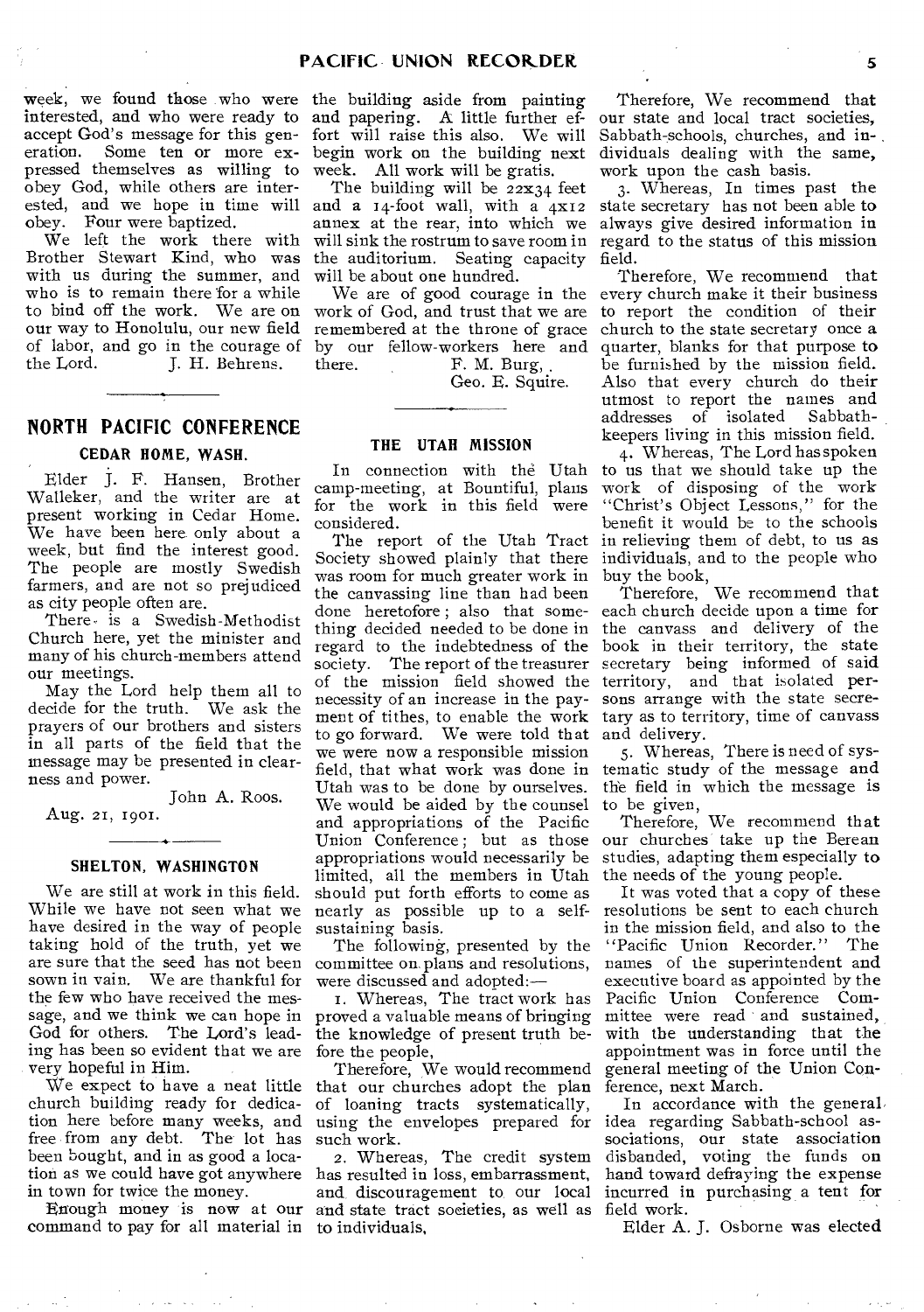week, we found those who were interested, and who were ready to accept God's message for this generation. Some ten or more expressed themselves as willing to obey God, while others are interested, and we hope in time will obey. Four were baptized.

We left the work there with Brother Stewart Kind, who was with us during the summer, and who is to remain there for a while to bind off the work. We are on our way to Honolulu, our new field of labor, and go in the courage of the Lord. J. H. Behrens.

## NORTH PACIFIC CONFERENCE

### CEDAR HOME, WASH.

Elder J. F. Hansen, Brother Walleker, and the writer are at present working in Cedar Home. We have been here only about a week, but find the interest good. The people are mostly Swedish farmers, and are not so prejudiced as city people often are.

There is a Swedish-Methodist Church here, yet the minister and many of his church-members attend our meetings.

May the Lord help them all to decide for the truth. We ask the prayers of our brothers and sisters in all parts of the field that the message may be presented in clearness and power.

John A. Roos.

Aug. 21, 1901.

### SHELTON, WASHINGTON

We are still at work in this field. While we have not seen what we have desired in the way of people taking hold of the truth, yet we are sure that the seed has not been sown in vain. We are thankful for the few who have received the message, and we think we can hope in God for others. The Lord's leading has been so evident that we are very hopeful in Him.

We expect to have a neat little church building ready for dedication here before many weeks, and free from any debt. The lot has been bought, and in as good a location as we could have got anywhere in town for twice the money.

Enough money is now at our command to pay for all material in the building aside from painting and papering. A little further effort will raise this also. We will begin work on the building next week. All work will be gratis.

The building will be 22x34 feet and a 14-foot wall, with a 4x12 annex at the rear, into which we will sink the rostrum to save room in the auditorium. Seating capacity will be about one hundred.

We are of good courage in the work of God, and trust that we are remembered at the throne of grace by our fellow-workers here and there. F. M. Burg,
Geo. E. Squire.

### THE UTAH MISSION

In connection with the Utah camp-meeting, at Bountiful, plans for the work in this field were considered.

The report of the Utah Tract Society showed plainly that there was room for much greater work in the canvassing line than had been done heretofore; also that something decided needed to be done in regard to the indebtedness of the society. The report of the treasurer of the mission field showed the necessity of an increase in the payment of tithes, to enable the work to go forward. We were told that we were now a responsible mission field, that what work was done in Utah was to be done by ourselves. We would be aided by the counsel and appropriations of the Pacific Union Conference; but as those appropriations would necessarily be limited, all the members in Utah should put forth efforts to come as nearly as possible up to a self-sustaining basis.

The following, presented by the committee on plans and resolutions, were discussed and adopted:—

1. Whereas, The tract work has proved a valuable means of bringing the knowledge of present truth before the people,

Therefore, We would recommend that our churches adopt the plan of loaning tracts systematically, using the envelopes prepared for such work.

2. Whereas, The credit system has resulted in loss, embarrassment, and discouragement to our local and state tract societies, as well as to individuals,

Therefore, We recommend that our state and local tract societies, Sabbath-schools, churches, and individuals dealing with the same, work upon the cash basis.

3. Whereas, In times past the state secretary has not been able to always give desired information in regard to the status of this mission field.

Therefore, We recommend that every church make it their business to report the condition of their church to the state secretary once a quarter, blanks for that purpose to be furnished by the mission field. Also that every church do their utmost to report the names and addresses of isolated Sabbath-keepers living in this mission field.

4. Whereas, The Lord has spoken to us that we should take up the work of disposing of the work "Christ's Object Lessons," for the benefit it would be to the schools in relieving them of debt, to us as individuals, and to the people who buy the book,

Therefore, We recommend that each church decide upon a time for the canvass and delivery of the book in their territory, the state secretary being informed of said territory, and that isolated persons arrange with the state secretary as to territory, time of canvass and delivery.

5. Whereas, There is need of systematic study of the message and the field in which the message is to be given,

Therefore, We recommend that our churches take up the Berean studies, adapting them especially to the needs of the young people.

It was voted that a copy of these resolutions be sent to each church in the mission field, and also to the "Pacific Union Recorder." The names of the superintendent and executive board as appointed by the Pacific Union Conference Committee were read and sustained, with the understanding that the appointment was in force until the general meeting of the Union Conference, next March.

In accordance with the general idea regarding Sabbath-school associations, our state association disbanded, voting the funds on hand toward defraying the expense incurred in purchasing a tent for field work.

Elder A. J. Osborne was elected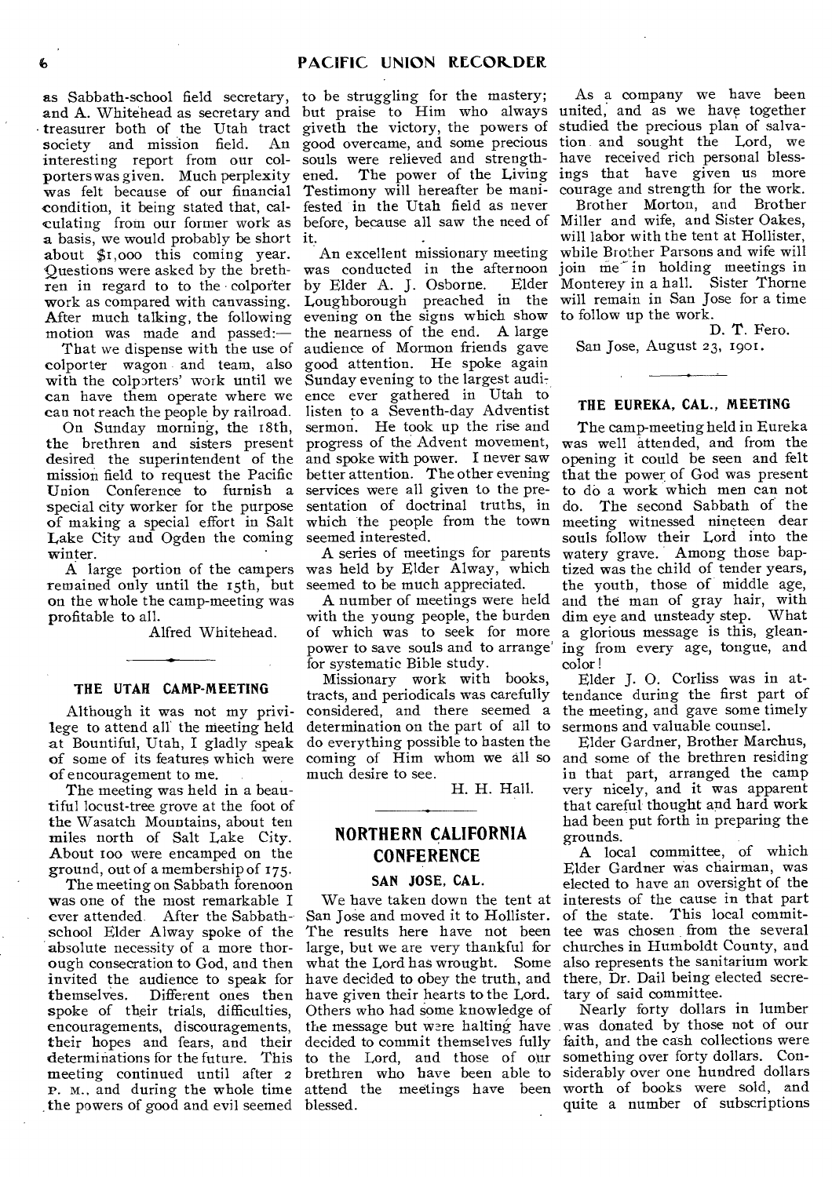as Sabbath-school field secretary, and A. Whitehead as secretary and treasurer both of the Utah tract society and mission field. An interesting report from our colporters was given. Much perplexity was felt because of our financial condition, it being stated that, calculating from our former work as a basis, we would probably be short about $1,000 this coming year. Questions were asked by the brethren in regard to to the colporter work as compared with canvassing. After much talking, the following motion was made and passed:—

That we dispense with the use of colporter wagon and team, also with the colporters' work until we can have them operate where we can not reach the people by railroad.

On Sunday morning, the 18th, the brethren and sisters present desired the superintendent of the mission field to request the Pacific Union Conference to furnish a special city worker for the purpose of making a special effort in Salt Lake City and Ogden the coming winter.

A large portion of the campers remained only until the 15th, but on the whole the camp-meeting was profitable to all.

Alfred Whitehead.

### THE UTAH CAMP-MEETING

Although it was not my privilege to attend all the meeting held at Bountiful, Utah, I gladly speak of some of its features which were of encouragement to me.

The meeting was held in a beautiful locust-tree grove at the foot of the Wasatch Mountains, about ten miles north of Salt Lake City. About 100 were encamped on the ground, out of a membership of 175.

The meeting on Sabbath forenoon was one of the most remarkable I ever attended. After the Sabbath-school Elder Alway spoke of the absolute necessity of a more thorough consecration to God, and then invited the audience to speak for themselves. Different ones then spoke of their trials, difficulties, their encouragements, discouragements, their hopes and fears, and their determinations for the future. This meeting continued until after 2 P. M., and during the whole time the powers of good and evil seemed to be struggling for the mastery; but praise to Him who always giveth the victory, the powers of good overcame, and some precious souls were relieved and strengthened. The power of the Living Testimony will hereafter be manifested in the Utah field as never before, because all saw the need of it.

An excellent missionary meeting was conducted in the afternoon by Elder A. J. Osborne. Elder Loughborough preached in the evening on the signs which show the nearness of the end. A large audience of Mormon friends gave good attention. He spoke again Sunday evening to the largest audience ever gathered in Utah to listen to a Seventh-day Adventist sermon. He took up the rise and progress of the Advent movement, and spoke with power. I never saw better attention. The other evening services were all given to the presentation of doctrinal truths, in which the people from the town seemed interested.

A series of meetings for parents was held by Elder Alway, which seemed to be much appreciated.

A number of meetings were held with the young people, the burden of which was to seek for more power to save souls and to arrange for systematic Bible study.

Missionary work with books, tracts, and periodicals was carefully considered, and there seemed a determination on the part of all to do everything possible to hasten the coming of Him whom we all so much desire to see.

H. H. Hall.

## NORTHERN CALIFORNIA CONFERENCE

### SAN JOSE, CAL.

We have taken down the tent at San Jose and moved it to Hollister. The results here have not been large, but we are very thankful for what the Lord has wrought. Some have decided to obey the truth, and have given their hearts to the Lord. Others who had some knowledge of the message but were halting have decided to commit themselves fully to the Lord, and those of our brethren who have been able to attend the meetings have been blessed.

As a company we have been united, and as we have together studied the precious plan of salvation and sought the Lord, we have received rich personal blessings that have given us more courage and strength for the work.

Brother Morton, and Brother Miller and wife, and Sister Oakes, will labor with the tent at Hollister, while Brother Parsons and wife will join me in holding meetings in Monterey in a hall. Sister Thorne will remain in San Jose for a time to follow up the work.

D. T. Fero.

San Jose, August 23, 1901.

### THE EUREKA, CAL., MEETING

The camp-meeting held in Eureka was well attended, and from the opening it could be seen and felt that the power of God was present to do a work which men can not do. The second Sabbath of the meeting witnessed nineteen dear souls follow their Lord into the watery grave. Among those baptized was the child of tender years, the youth, those of middle age, and the man of gray hair, with dim eye and unsteady step. What a glorious message is this, gleaning from every age, tongue, and color!

Elder J. O. Corliss was in attendance during the first part of the meeting, and gave some timely sermons and valuable counsel.

Elder Gardner, Brother Marchus, and some of the brethren residing in that part, arranged the camp very nicely, and it was apparent that careful thought and hard work had been put forth in preparing the grounds.

A local committee, of which Elder Gardner was chairman, was elected to have an oversight of the interests of the cause in that part of the state. This local committee was chosen from the several churches in Humboldt County, and also represents the sanitarium work there, Dr. Dail being elected secretary of said committee.

Nearly forty dollars in lumber was donated by those not of our faith, and the cash collections were something over forty dollars. Considerably over one hundred dollars worth of books were sold, and quite a number of subscriptions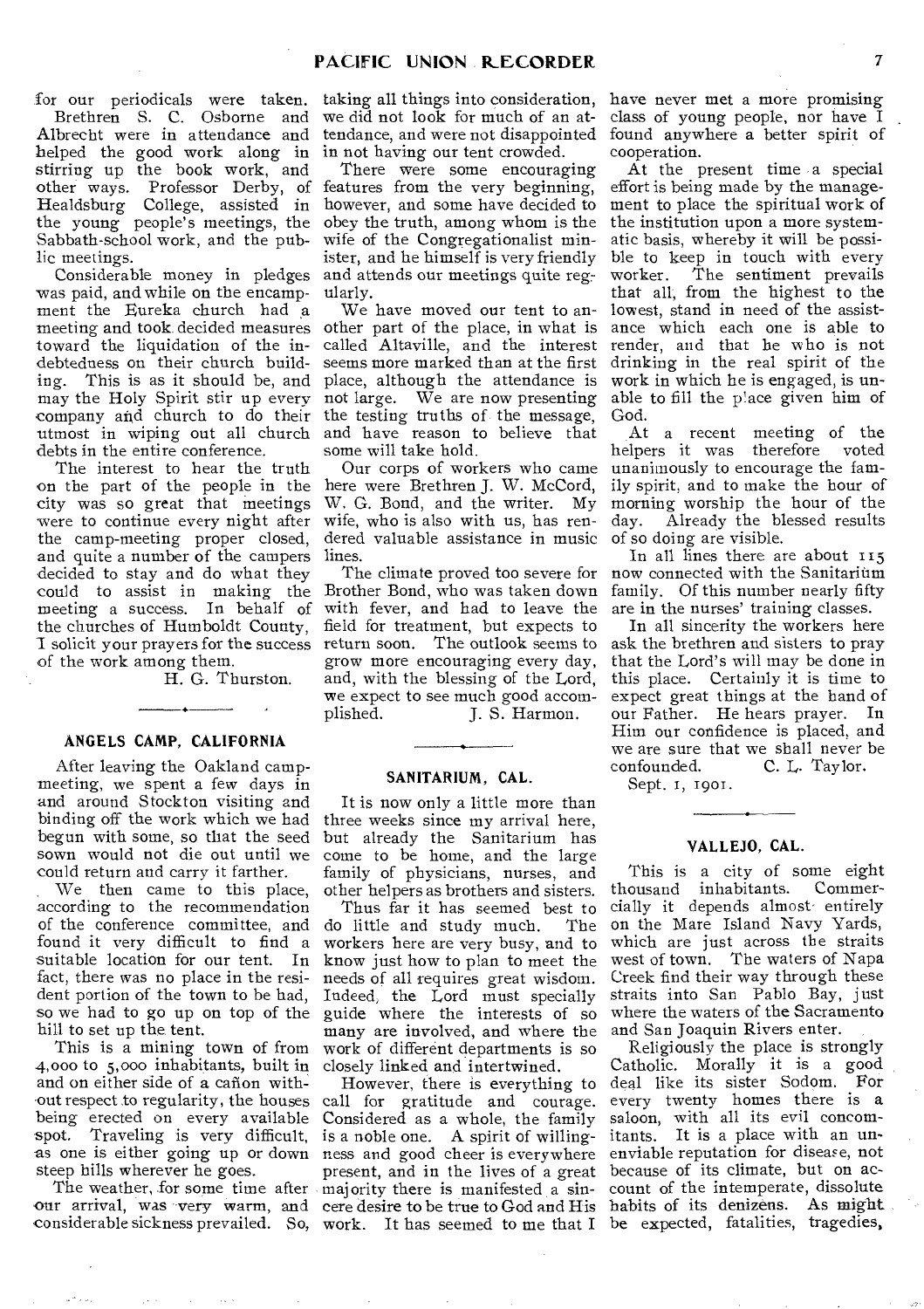for our periodicals were taken.

Brethren S. C. Osborne and Albrecht were in attendance and helped the good work along in stirring up the book work, and other ways. Professor Derby, of Healdsburg College, assisted in the young people's meetings, the Sabbath-school work, and the public meetings.

Considerable money in pledges was paid, and while on the encampment the Eureka church had a meeting and took decided measures toward the liquidation of the indebtedness on their church building. This is as it should be, and may the Holy Spirit stir up every company and church to do their utmost in wiping out all church debts in the entire conference.

The interest to hear the truth on the part of the people in the city was so great that meetings were to continue every night after the camp-meeting proper closed, and quite a number of the campers decided to stay and do what they could to assist in making the meeting a success. In behalf of the churches of Humboldt County, I solicit your prayers for the success of the work among them.

H. G. Thurston.

## ANGELS CAMP, CALIFORNIA

After leaving the Oakland camp-meeting, we spent a few days in and around Stockton visiting and binding off the work which we had begun with some, so that the seed sown would not die out until we could return and carry it farther.

We then came to this place, according to the recommendation of the conference committee, and found it very difficult to find a suitable location for our tent. In fact, there was no place in the resident portion of the town to be had, so we had to go up on top of the hill to set up the tent.

This is a mining town of from 4,000 to 5,000 inhabitants, built in and on either side of a cañon without respect to regularity, the houses being erected on every available spot. Traveling is very difficult, as one is either going up or down steep hills wherever he goes.

The weather, for some time after our arrival, was very warm, and considerable sickness prevailed. So, taking all things into consideration, we did not look for much of an attendance, and were not disappointed in not having our tent crowded.

There were some encouraging features from the very beginning, however, and some have decided to obey the truth, among whom is the wife of the Congregationalist minister, and he himself is very friendly and attends our meetings quite regularly.

We have moved our tent to another part of the place, in what is called Altaville, and the interest seems more marked than at the first place, although the attendance is not large. We are now presenting the testing truths of the message, and have reason to believe that some will take hold.

Our corps of workers who came here were Brethren J. W. McCord, W. G. Bond, and the writer. My wife, who is also with us, has rendered valuable assistance in music lines.

The climate proved too severe for Brother Bond, who was taken down with fever, and had to leave the field for treatment, but expects to return soon. The outlook seems to grow more encouraging every day, and, with the blessing of the Lord, we expect to see much good accomplished.

J. S. Harmon.

## SANITARIUM, CAL.

It is now only a little more than three weeks since my arrival here, but already the Sanitarium has come to be home, and the large family of physicians, nurses, and other helpers as brothers and sisters.

Thus far it has seemed best to do little and study much. The workers here are very busy, and to know just how to plan to meet the needs of all requires great wisdom. Indeed, the Lord must specially guide where the interests of so many are involved, and where the work of different departments is so closely linked and intertwined.

However, there is everything to call for gratitude and courage. Considered as a whole, the family is a noble one. A spirit of willingness and good cheer is everywhere present, and in the lives of a great majority there is manifested a sincere desire to be true to God and His work. It has seemed to me that I have never met a more promising class of young people, nor have I found anywhere a better spirit of cooperation.

At the present time a special effort is being made by the management to place the spiritual work of the institution upon a more systematic basis, whereby it will be possible to keep in touch with every worker. The sentiment prevails that all, from the highest to the lowest, stand in need of the assistance which each one is able to render, and that he who is not drinking in the real spirit of the work in which he is engaged, is unable to fill the place given him of God.

At a recent meeting of the helpers it was therefore voted unanimously to encourage the family spirit, and to make the hour of morning worship the hour of the day. Already the blessed results of so doing are visible.

In all lines there are about 115 now connected with the Sanitarium family. Of this number nearly fifty are in the nurses' training classes.

In all sincerity the workers here ask the brethren and sisters to pray that the Lord's will may be done in this place. Certainly it is time to expect great things at the hand of our Father. He hears prayer. In Him our confidence is placed, and we are sure that we shall never be confounded.

C. L. Taylor.

Sept. 1, 1901.

## VALLEJO, CAL.

This is a city of some eight thousand inhabitants. Commercially it depends almost entirely on the Mare Island Navy Yards, which are just across the straits west of town. The waters of Napa Creek find their way through these straits into San Pablo Bay, just where the waters of the Sacramento and San Joaquin Rivers enter.

Religiously the place is strongly Catholic. Morally it is a good deal like its sister Sodom. For every twenty homes there is a saloon, with all its evil concomitants. It is a place with an unenviable reputation for disease, not because of its climate, but on account of the intemperate, dissolute habits of its denizens. As might be expected, fatalities, tragedies,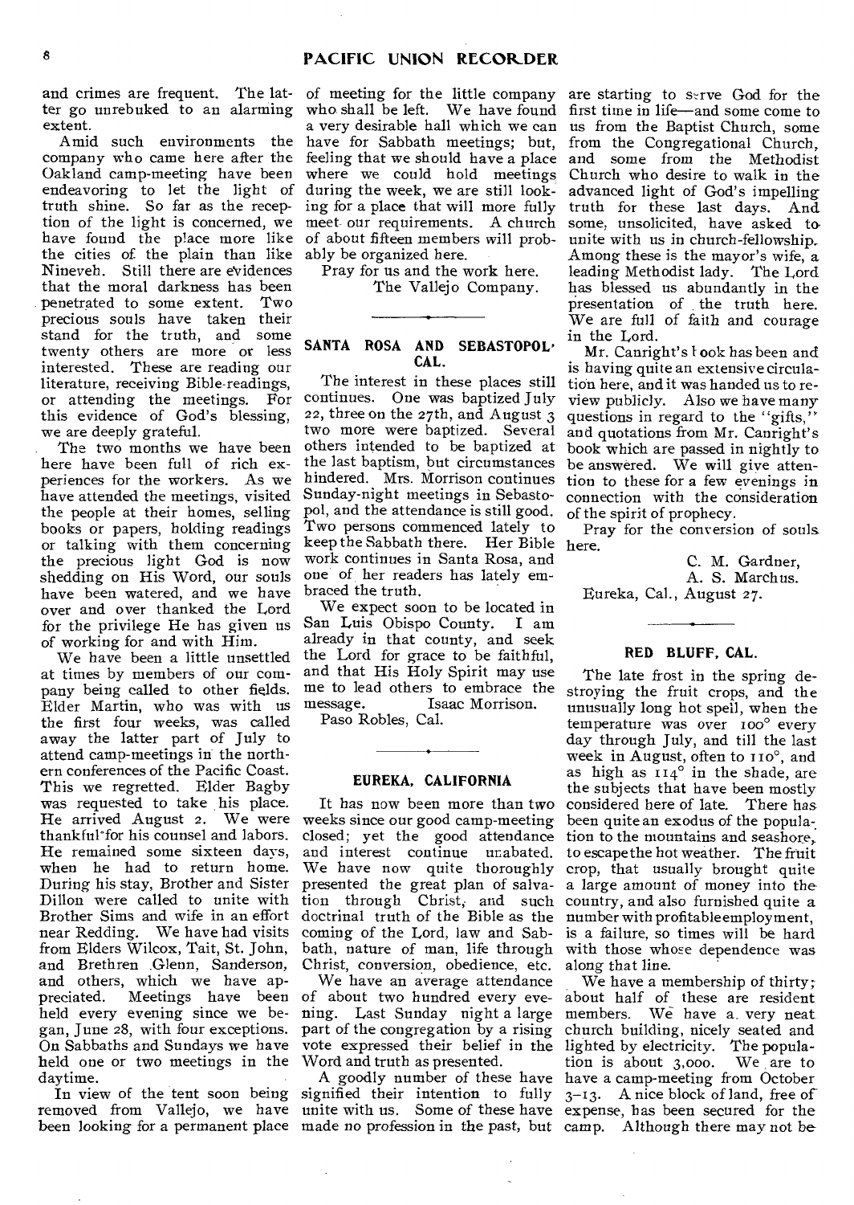and crimes are frequent. The latter go unrebuked to an alarming extent.

Amid such environments the company who came here after the Oakland camp-meeting have been endeavoring to let the light of truth shine. So far as the reception of the light is concerned, we have found the place more like the cities of the plain than like Nineveh. Still there are evidences that the moral darkness has been penetrated to some extent. Two precious souls have taken their stand for the truth, and some twenty others are more or less interested. These are reading our literature, receiving Bible-readings, or attending the meetings. For this evidence of God's blessing, we are deeply grateful.

The two months we have been here have been full of rich experiences for the workers. As we have attended the meetings, visited the people at their homes, selling books or papers, holding readings or talking with them concerning the precious light God is now shedding on His Word, our souls have been watered, and we have over and over thanked the Lord for the privilege He has given us of working for and with Him.

We have been a little unsettled at times by members of our company being called to other fields. Elder Martin, who was with us the first four weeks, was called away the latter part of July to attend camp-meetings in the northern conferences of the Pacific Coast. This we regretted. Elder Bagby was requested to take his place. He arrived August 2. We were thankful for his counsel and labors. He remained some sixteen days, when he had to return home. During his stay, Brother and Sister Dillon were called to unite with Brother Sims and wife in an effort near Redding. We have had visits from Elders Wilcox, Tait, St. John, and Brethren Glenn, Sanderson, and others, which we have appreciated. Meetings have been held every evening since we began, June 28, with four exceptions. On Sabbaths and Sundays we have held one or two meetings in the daytime.

In view of the tent soon being removed from Vallejo, we have been looking for a permanent place of meeting for the little company who shall be left. We have found a very desirable hall which we can have for Sabbath meetings; but, feeling that we should have a place where we could hold meetings during the week, we are still looking for a place that will more fully meet our requirements. A church of about fifteen members will probably be organized here.

Pray for us and the work here.

The Vallejo Company.

## SANTA ROSA AND SEBASTOPOL, CAL.

The interest in these places still continues. One was baptized July 22, three on the 27th, and August 3 two more were baptized. Several others intended to be baptized at the last baptism, but circumstances hindered. Mrs. Morrison continues Sunday-night meetings in Sebastopol, and the attendance is still good. Two persons commenced lately to keep the Sabbath there. Her Bible work continues in Santa Rosa, and one of her readers has lately embraced the truth.

We expect soon to be located in San Luis Obispo County. I am already in that county, and seek the Lord for grace to be faithful, and that His Holy Spirit may use me to lead others to embrace the message. Isaac Morrison.

Paso Robles, Cal.

## EUREKA, CALIFORNIA

It has now been more than two weeks since our good camp-meeting closed; yet the good attendance and interest continue unabated. We have now quite thoroughly presented the great plan of salvation through Christ, and such doctrinal truth of the Bible as the coming of the Lord, law and Sabbath, nature of man, life through Christ, conversion, obedience, etc.

We have an average attendance of about two hundred every evening. Last Sunday night a large part of the congregation by a rising vote expressed their belief in the Word and truth as presented.

A goodly number of these have signified their intention to fully unite with us. Some of these have made no profession in the past, but are starting to serve God for the first time in life—and some come to us from the Baptist Church, some from the Congregational Church, and some from the Methodist Church who desire to walk in the advanced light of God's impelling truth for these last days. And some, unsolicited, have asked to unite with us in church-fellowship. Among these is the mayor's wife, a leading Methodist lady. The Lord has blessed us abundantly in the presentation of the truth here. We are full of faith and courage in the Lord.

Mr. Canright's book has been and is having quite an extensive circulation here, and it was handed us to review publicly. Also we have many questions in regard to the "gifts," and quotations from Mr. Canright's book which are passed in nightly to be answered. We will give attention to these for a few evenings in connection with the consideration of the spirit of prophecy.

Pray for the conversion of souls here.

C. M. Gardner,
A. S. Marchus.

Eureka, Cal., August 27.

## RED BLUFF, CAL.

The late frost in the spring destroying the fruit crops, and the unusually long hot spell, when the temperature was over 100° every day through July, and till the last week in August, often to 110°, and as high as 114° in the shade, are the subjects that have been mostly considered here of late. There has been quite an exodus of the population to the mountains and seashore, to escape the hot weather. The fruit crop, that usually brought quite a large amount of money into the country, and also furnished quite a number with profitable employment, is a failure, so times will be hard with those whose dependence was along that line.

We have a membership of thirty; about half of these are resident members. We have a very neat church building, nicely seated and lighted by electricity. The population is about 3,000. We are to have a camp-meeting from October 3–13. A nice block of land, free of expense, has been secured for the camp. Although there may not be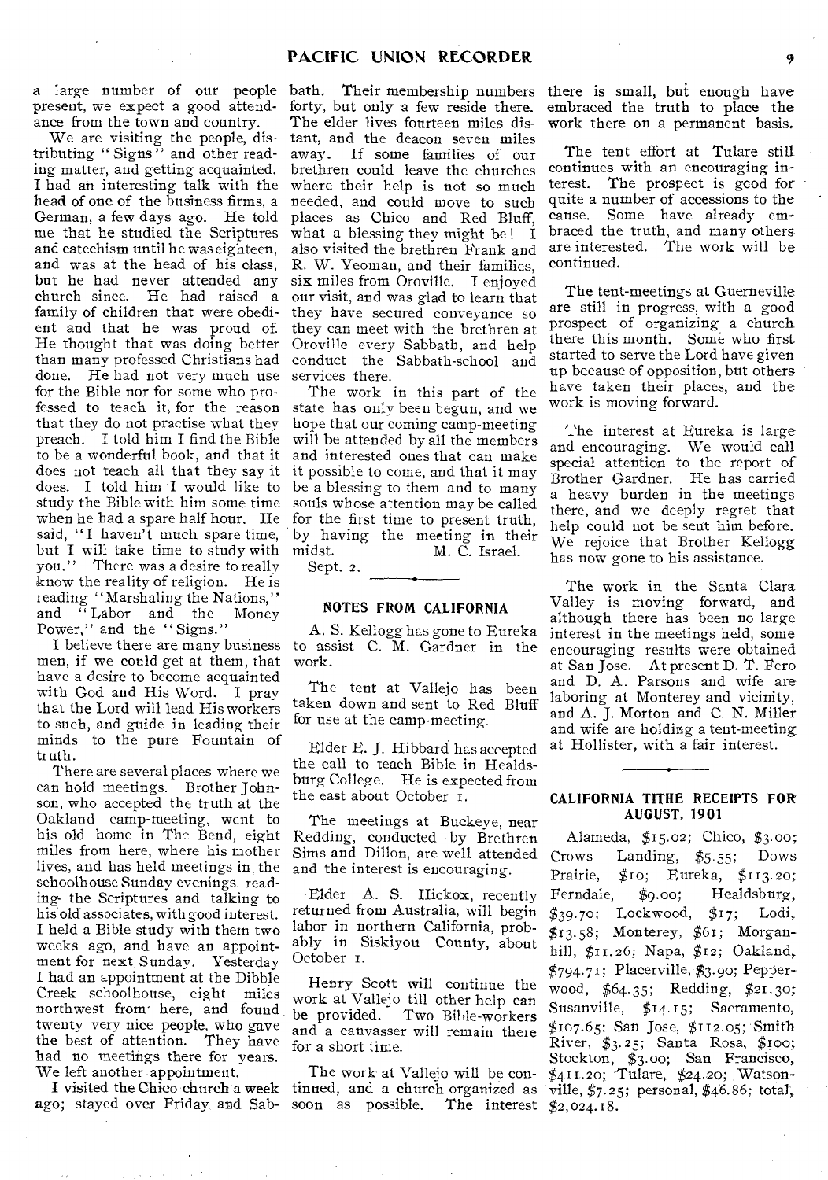a large number of our people present, we expect a good attendance from the town and country.

We are visiting the people, distributing "Signs" and other reading matter, and getting acquainted. I had an interesting talk with the head of one of the business firms, a German, a few days ago. He told me that he studied the Scriptures and catechism until he was eighteen, and was at the head of his class, but he had never attended any church since. He had raised a family of children that were obedient and that he was proud of. He thought that was doing better than many professed Christians had done. He had not very much use for the Bible nor for some who professed to teach it, for the reason that they do not practise what they preach. I told him I find the Bible to be a wonderful book, and that it does not teach all that they say it does. I told him I would like to study the Bible with him some time when he had a spare half hour. He said, "I haven't much spare time, but I will take time to study with you." There was a desire to really know the reality of religion. He is reading "Marshaling the Nations," and "Labor and the Money Power," and the "Signs."

I believe there are many business men, if we could get at them, that have a desire to become acquainted with God and His Word. I pray that the Lord will lead His workers to such, and guide in leading their minds to the pure Fountain of truth.

There are several places where we can hold meetings. Brother Johnson, who accepted the truth at the Oakland camp-meeting, went to his old home in The Bend, eight miles from here, where his mother lives, and has held meetings in the schoolhouse Sunday evenings, reading the Scriptures and talking to his old associates, with good interest. I held a Bible study with them two weeks ago, and have an appointment for next Sunday. Yesterday I had an appointment at the Dibble Creek schoolhouse, eight miles northwest from here, and found twenty very nice people, who gave the best of attention. They have had no meetings there for years. We left another appointment.

I visited the Chico church a week ago; stayed over Friday and Sabbath. Their membership numbers forty, but only a few reside there. The elder lives fourteen miles distant, and the deacon seven miles away. If some families of our brethren could leave the churches where their help is not so much needed, and could move to such places as Chico and Red Bluff, what a blessing they might be! I also visited the brethren Frank and R. W. Yeoman, and their families, six miles from Oroville. I enjoyed our visit, and was glad to learn that they have secured conveyance so they can meet with the brethren at Oroville every Sabbath, and help conduct the Sabbath-school and services there.

The work in this part of the state has only been begun, and we hope that our coming camp-meeting will be attended by all the members and interested ones that can make it possible to come, and that it may be a blessing to them and to many souls whose attention may be called for the first time to present truth, by having the meeting in their midst.

M. C. Israel.

Sept. 2.

## NOTES FROM CALIFORNIA

A. S. Kellogg has gone to Eureka to assist C. M. Gardner in the work.

The tent at Vallejo has been taken down and sent to Red Bluff for use at the camp-meeting.

Elder E. J. Hibbard has accepted the call to teach Bible in Healdsburg College. He is expected from the east about October 1.

The meetings at Buckeye, near Redding, conducted by Brethren Sims and Dillon, are well attended and the interest is encouraging.

Elder A. S. Hickox, recently returned from Australia, will begin labor in northern California, probably in Siskiyou County, about October 1.

Henry Scott will continue the work at Vallejo till other help can be provided. Two Bible-workers and a canvasser will remain there for a short time.

The work at Vallejo will be continued, and a church organized as soon as possible. The interest there is small, but enough have embraced the truth to place the work there on a permanent basis.

The tent effort at Tulare still continues with an encouraging interest. The prospect is good for quite a number of accessions to the cause. Some have already embraced the truth, and many others are interested. The work will be continued.

The tent-meetings at Guerneville are still in progress, with a good prospect of organizing a church there this month. Some who first started to serve the Lord have given up because of opposition, but others have taken their places, and the work is moving forward.

The interest at Eureka is large and encouraging. We would call special attention to the report of Brother Gardner. He has carried a heavy burden in the meetings there, and we deeply regret that help could not be sent him before. We rejoice that Brother Kellogg has now gone to his assistance.

The work in the Santa Clara Valley is moving forward, and although there has been no large interest in the meetings held, some encouraging results were obtained at San Jose. At present D. T. Fero and D. A. Parsons and wife are laboring at Monterey and vicinity, and A. J. Morton and C. N. Miller and wife are holding a tent-meeting at Hollister, with a fair interest.

## CALIFORNIA TITHE RECEIPTS FOR AUGUST, 1901

Alameda, $15.02; Chico, $3.00; Crows Landing, $5.55; Dows Prairie, $10; Eureka, $113.20; Ferndale, $9.00; Healdsburg, $39.70; Lockwood, $17; Lodi, $13.58; Monterey, $61; Morganhill, $11.26; Napa, $12; Oakland, $794.71; Placerville, $3.90; Pepperwood, $64.35; Redding, $21.30; Susanville, $14.15; Sacramento, $107.65; San Jose, $112.05; Smith River, $3.25; Santa Rosa, $100; Stockton, $3.00; San Francisco, $411.20; Tulare, $24.20; Watsonville, $7.25; personal, $46.86; total, $2,024.18.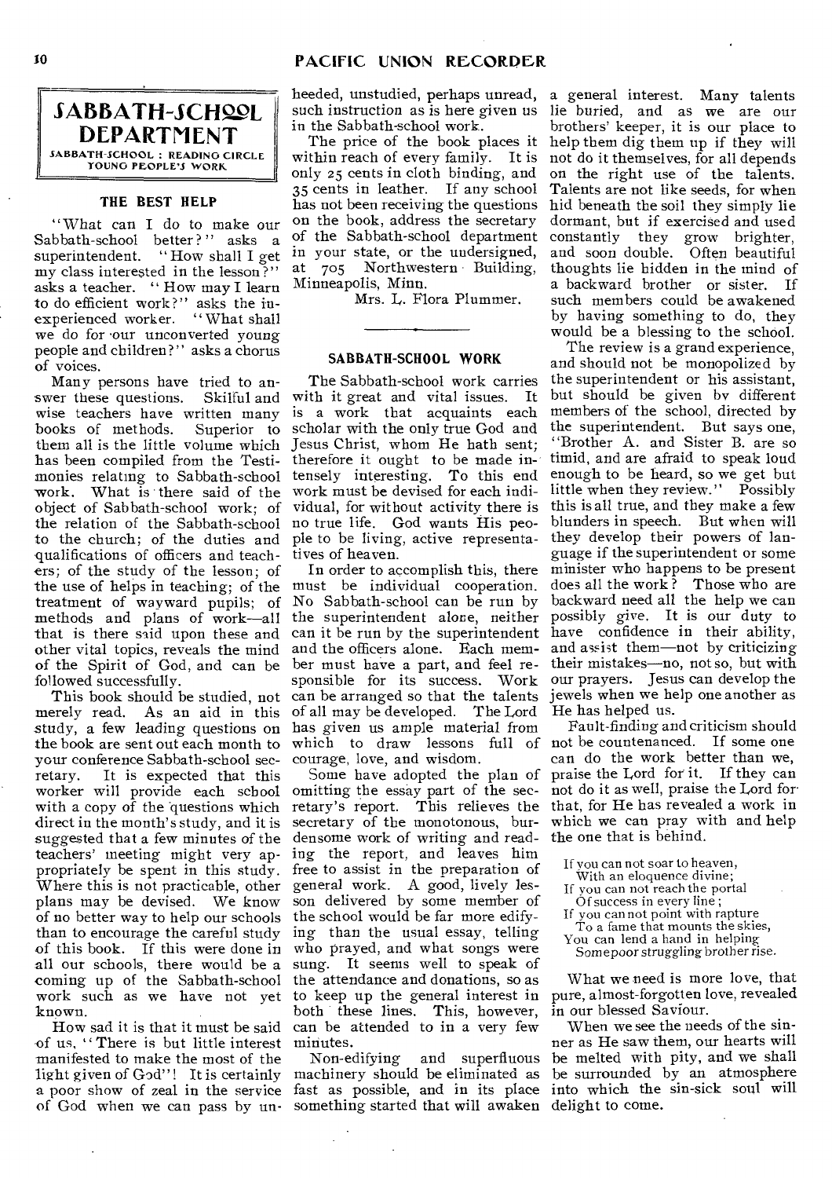# SABBATH-SCHOOL DEPARTMENT

SABBATH-SCHOOL : READING CIRCLE
YOUNG PEOPLE'S WORK

## THE BEST HELP

"What can I do to make our Sabbath-school better?" asks a superintendent. "How shall I get my class interested in the lesson?" asks a teacher. "How may I learn to do efficient work?" asks the inexperienced worker. "What shall we do for our unconverted young people and children?" asks a chorus of voices.

Many persons have tried to answer these questions. Skilful and wise teachers have written many books of methods. Superior to them all is the little volume which has been compiled from the Testimonies relating to Sabbath-school work. What is there said of the object of Sabbath-school work; of the relation of the Sabbath-school to the church; of the duties and qualifications of officers and teachers; of the study of the lesson; of the use of helps in teaching; of the treatment of wayward pupils; of methods and plans of work—all that is there said upon these and other vital topics, reveals the mind of the Spirit of God, and can be followed successfully.

This book should be studied, not merely read. As an aid in this study, a few leading questions on the book are sent out each month to your conference Sabbath-school secretary. It is expected that this worker will provide each school with a copy of the questions which direct in the month's study, and it is suggested that a few minutes of the teachers' meeting might very appropriately be spent in this study. Where this is not practicable, other plans may be devised. We know of no better way to help our schools than to encourage the careful study of this book. If this were done in all our schools, there would be a coming up of the Sabbath-school work such as we have not yet known.

How sad it is that it must be said of us, "There is but little interest manifested to make the most of the light given of God"! It is certainly a poor show of zeal in the service of God when we can pass by unheeded, unstudied, perhaps unread, such instruction as is here given us in the Sabbath-school work.

The price of the book places it within reach of every family. It is only 25 cents in cloth binding, and 35 cents in leather. If any school has not been receiving the questions on the book, address the secretary of the Sabbath-school department in your state, or the undersigned, at 705 Northwestern Building, Minneapolis, Minn.

Mrs. L. Flora Plummer.

## SABBATH-SCHOOL WORK

The Sabbath-school work carries with it great and vital issues. It is a work that acquaints each scholar with the only true God and Jesus Christ, whom He hath sent; therefore it ought to be made intensely interesting. To this end work must be devised for each individual, for without activity there is no true life. God wants His people to be living, active representatives of heaven.

In order to accomplish this, there must be individual cooperation. No Sabbath-school can be run by the superintendent alone, neither can it be run by the superintendent and the officers alone. Each member must have a part, and feel responsible for its success. Work can be arranged so that the talents of all may be developed. The Lord has given us ample material from which to draw lessons full of courage, love, and wisdom.

Some have adopted the plan of omitting the essay part of the secretary's report. This relieves the secretary of the monotonous, burdensome work of writing and reading the report, and leaves him free to assist in the preparation of general work. A good, lively lesson delivered by some member of the school would be far more edifying than the usual essay, telling who prayed, and what songs were sung. It seems well to speak of the attendance and donations, so as to keep up the general interest in both these lines. This, however, can be attended to in a very few minutes.

Non-edifying and superfluous machinery should be eliminated as fast as possible, and in its place something started that will awaken a general interest. Many talents lie buried, and as we are our brothers' keeper, it is our place to help them dig them up if they will not do it themselves, for all depends on the right use of the talents. Talents are not like seeds, for when hid beneath the soil they simply lie dormant, but if exercised and used constantly they grow brighter, and soon double. Often beautiful thoughts lie hidden in the mind of a backward brother or sister. If such members could be awakened by having something to do, they would be a blessing to the school.

The review is a grand experience, and should not be monopolized by the superintendent or his assistant, but should be given by different members of the school, directed by the superintendent. But says one, "Brother A. and Sister B. are so timid, and are afraid to speak loud enough to be heard, so we get but little when they review." Possibly this is all true, and they make a few blunders in speech. But when will they develop their powers of language if the superintendent or some minister who happens to be present does all the work? Those who are backward need all the help we can possibly give. It is our duty to have confidence in their ability, and assist them—not by criticizing their mistakes—no, not so, but with our prayers. Jesus can develop the jewels when we help one another as He has helped us.

Fault-finding and criticism should not be countenanced. If some one can do the work better than we, praise the Lord for it. If they can not do it as well, praise the Lord for that, for He has revealed a work in which we can pray with and help the one that is behind.

> If you can not soar to heaven,
> With an eloquence divine;
> If you can not reach the portal
> Of success in every line;
> If you can not point with rapture
> To a fame that mounts the skies,
> You can lend a hand in helping
> Some poor struggling brother rise.

What we need is more love, that pure, almost-forgotten love, revealed in our blessed Saviour.

When we see the needs of the sinner as He saw them, our hearts will be melted with pity, and we shall be surrounded by an atmosphere into which the sin-sick soul will delight to come.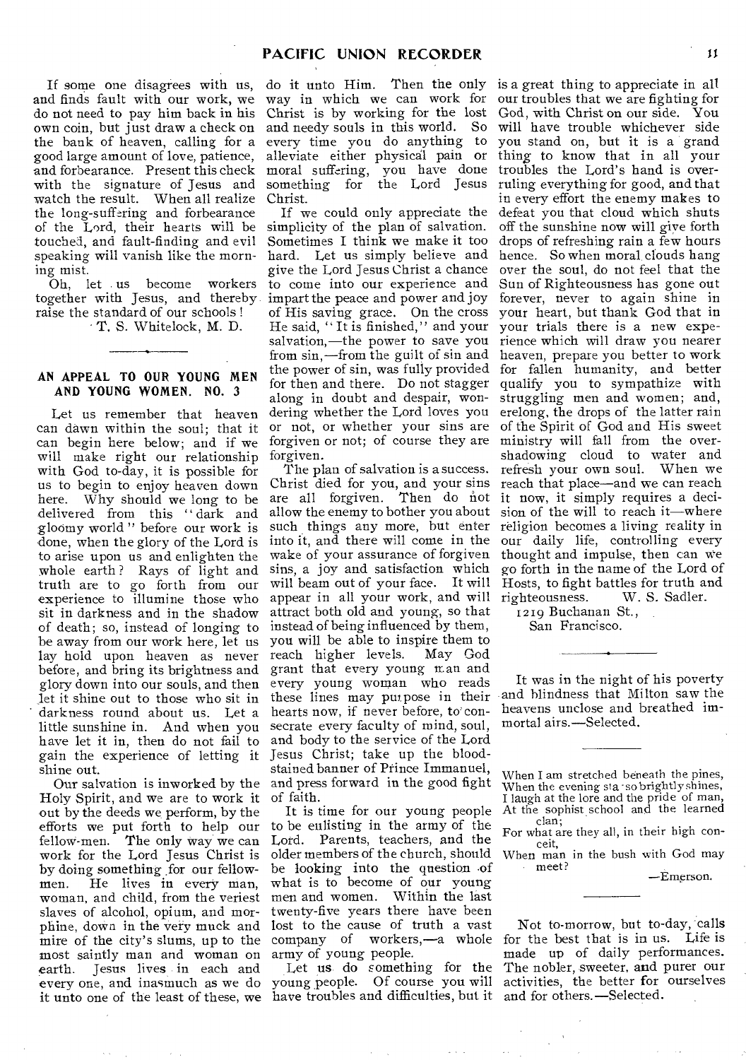If some one disagrees with us, and finds fault with our work, we do not need to pay him back in his own coin, but just draw a check on the bank of heaven, calling for a good large amount of love, patience, and forbearance. Present this check with the signature of Jesus and watch the result. When all realize the long-suffering and forbearance of the Lord, their hearts will be touched, and fault-finding and evil speaking will vanish like the morning mist.

Oh, let us become workers together with Jesus, and thereby raise the standard of our schools!

T. S. Whitelock, M. D.

## AN APPEAL TO OUR YOUNG MEN AND YOUNG WOMEN. NO. 3

Let us remember that heaven can dawn within the soul; that it can begin here below; and if we will make right our relationship with God to-day, it is possible for us to begin to enjoy heaven down here. Why should we long to be delivered from this "dark and gloomy world" before our work is done, when the glory of the Lord is to arise upon us and enlighten the whole earth? Rays of light and truth are to go forth from our experience to illumine those who sit in darkness and in the shadow of death; so, instead of longing to be away from our work here, let us lay hold upon heaven as never before, and bring its brightness and glory down into our souls, and then let it shine out to those who sit in darkness round about us. Let a little sunshine in. And when you have let it in, then do not fail to gain the experience of letting it shine out.

Our salvation is inworked by the Holy Spirit, and we are to work it out by the deeds we perform, by the efforts we put forth to help our fellow-men. The only way we can work for the Lord Jesus Christ is by doing something for our fellow-men. He lives in every man, woman, and child, from the veriest slaves of alcohol, opium, and morphine, down in the very muck and mire of the city's slums, up to the most saintly man and woman on earth. Jesus lives in each and every one, and inasmuch as we do it unto one of the least of these, we do it unto Him. Then the only way in which we can work for Christ is by working for the lost and needy souls in this world. So every time you do anything to alleviate either physical pain or moral suffering, you have done something for the Lord Jesus Christ.

If we could only appreciate the simplicity of the plan of salvation. Sometimes I think we make it too hard. Let us simply believe and give the Lord Jesus Christ a chance to come into our experience and impart the peace and power and joy of His saving grace. On the cross He said, "It is finished," and your salvation,—the power to save you from sin,—from the guilt of sin and the power of sin, was fully provided for then and there. Do not stagger along in doubt and despair, wondering whether the Lord loves you or not, or whether your sins are forgiven or not; of course they are forgiven.

The plan of salvation is a success. Christ died for you, and your sins are all forgiven. Then do not allow the enemy to bother you about such things any more, but enter into it, and there will come in the wake of your assurance of forgiven sins, a joy and satisfaction which will beam out of your face. It will appear in all your work, and will attract both old and young, so that instead of being influenced by them, you will be able to inspire them to reach higher levels. May God grant that every young man and every young woman who reads these lines may purpose in their hearts now, if never before, to consecrate every faculty of mind, soul, and body to the service of the Lord Jesus Christ; take up the blood-stained banner of Prince Immanuel, and press forward in the good fight of faith.

It is time for our young people to be enlisting in the army of the Lord. Parents, teachers, and the older members of the church, should be looking into the question of what is to become of our young men and women. Within the last twenty-five years there have been lost to the cause of truth a vast company of workers,—a whole army of young people.

Let us do something for the young people. Of course you will have troubles and difficulties, but it is a great thing to appreciate in all our troubles that we are fighting for God, with Christ on our side. You will have trouble whichever side you stand on, but it is a grand thing to know that in all your troubles the Lord's hand is overruling everything for good, and that in every effort the enemy makes to defeat you that cloud which shuts off the sunshine now will give forth drops of refreshing rain a few hours hence. So when moral clouds hang over the soul, do not feel that the Sun of Righteousness has gone out forever, never to again shine in your heart, but thank God that in your trials there is a new experience which will draw you nearer heaven, prepare you better to work for fallen humanity, and better qualify you to sympathize with struggling men and women; and, erelong, the drops of the latter rain of the Spirit of God and His sweet ministry will fall from the overshadowing cloud to water and refresh your own soul. When we reach that place—and we can reach it now, it simply requires a decision of the will to reach it—where religion becomes a living reality in our daily life, controlling every thought and impulse, then can we go forth in the name of the Lord of Hosts, to fight battles for truth and righteousness.

W. S. Sadler.

1219 Buchanan St.,
San Francisco.

---

It was in the night of his poverty and blindness that Milton saw the heavens unclose and breathed immortal airs.—Selected.

---

When I am stretched beneath the pines,
When the evening star so brightly shines,
I laugh at the lore and the pride of man,
At the sophist school and the learned clan;
For what are they all, in their high conceit,
When man in the bush with God may meet?

—Emerson.

---

Not to-morrow, but to-day, calls for the best that is in us. Life is made up of daily performances. The nobler, sweeter, and purer our activities, the better for ourselves and for others.—Selected.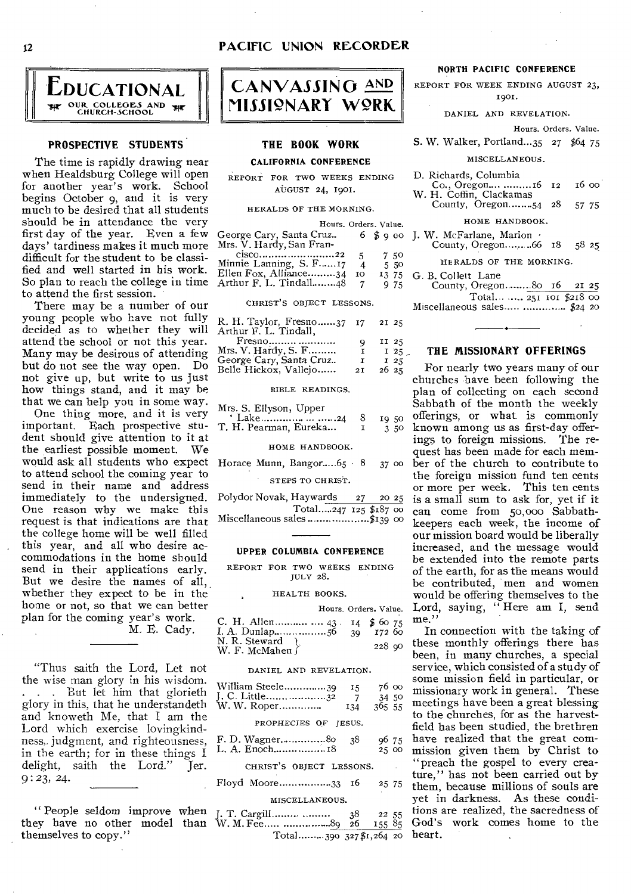# EDUCATIONAL

OUR COLLEGES AND CHURCH-SCHOOL

## PROSPECTIVE STUDENTS

The time is rapidly drawing near when Healdsburg College will open for another year's work. School begins October 9, and it is very much to be desired that all students should be in attendance the very first day of the year. Even a few days' tardiness makes it much more difficult for the student to be classified and well started in his work. So plan to reach the college in time to attend the first session.

There may be a number of our young people who have not fully decided as to whether they will attend the school or not this year. Many may be desirous of attending but do not see the way open. Do not give up, but write to us just how things stand, and it may be that we can help you in some way.

One thing more, and it is very important. Each prospective student should give attention to it at the earliest possible moment. We would ask all students who expect to attend school the coming year to send in their name and address immediately to the undersigned. One reason why we make this request is that indications are that the college home will be well filled this year, and all who desire accommodations in the home should send in their applications early. But we desire the names of all, whether they expect to be in the home or not, so that we can better plan for the coming year's work.

M. E. Cady.

---

"Thus saith the Lord, Let not the wise man glory in his wisdom. . . . But let him that glorieth glory in this, that he understandeth and knoweth Me, that I am the Lord which exercise lovingkindness, judgment, and righteousness, in the earth; for in these things I delight, saith the Lord." Jer. 9:23, 24.

---

"People seldom improve when they have no other model than themselves to copy."

# CANVASSING AND MISSIONARY WORK

## THE BOOK WORK

### CALIFORNIA CONFERENCE

REPORT FOR TWO WEEKS ENDING AUGUST 24, 1901.

HERALDS OF THE MORNING.

| | Hours. | Orders. | Value. |
|---|---|---|---|
| George Cary, Santa Cruz.. | | 6 | $ 9 00 |
| Mrs. V. Hardy, San Francisco | 22 | 5 | 7 50 |
| Minnie Lanning, S. F. | 17 | 4 | 5 50 |
| Ellen Fox, Alliance | 34 | 10 | 13 75 |
| Arthur F. L. Tindall | 48 | 7 | 9 75 |

CHRIST'S OBJECT LESSONS.

| | Hours. | Orders. | Value. |
|---|---|---|---|
| R. H. Taylor, Fresno | 37 | 17 | 21 25 |
| Arthur F. L. Tindall, Fresno | | 9 | 11 25 |
| Mrs. V. Hardy, S. F. | | 1 | 1 25 |
| George Cary, Santa Cruz.. | | 1 | 1 25 |
| Belle Hickox, Vallejo | | 21 | 26 25 |

BIBLE READINGS.

| | Hours. | Orders. | Value. |
|---|---|---|---|
| Mrs. S. Ellyson, Upper Lake | 24 | 8 | 19 50 |
| T. H. Pearman, Eureka | | 1 | 3 50 |

HOME HANDBOOK.

| | Hours. | Orders. | Value. |
|---|---|---|---|
| Horace Munn, Bangor | 65 | 8 | 37 00 |

STEPS TO CHRIST.

| | Hours. | Orders. | Value. |
|---|---|---|---|
| Polydor Novak, Haywards | | 27 | 20 25 |
| Total | 247 | 125 | $187 00 |
| Miscellaneous sales | | | $139 00 |

### UPPER COLUMBIA CONFERENCE

REPORT FOR TWO WEEKS ENDING JULY 28.

HEALTH BOOKS.

| | Hours. | Orders. | Value. |
|---|---|---|---|
| C. H. Allen | 43 | 14 | $ 60 75 |
| I. A. Dunlap | 56 | 39 | 172 60 |
| N. R. Steward / W. F. McMahen | | | 228 90 |

DANIEL AND REVELATION.

| | Hours. | Orders. | Value. |
|---|---|---|---|
| William Steele | 39 | 15 | 76 00 |
| J. C. Little | 32 | 7 | 34 50 |
| W. W. Roper | | 134 | 365 55 |

PROPHECIES OF JESUS.

| | Hours. | Orders. | Value. |
|---|---|---|---|
| F. D. Wagner | 80 | 38 | 96 75 |
| L. A. Enoch | 18 | | 25 00 |

CHRIST'S OBJECT LESSONS.

| | Hours. | Orders. | Value. |
|---|---|---|---|
| Floyd Moore | 33 | 16 | 25 75 |

MISCELLANEOUS.

| | Hours. | Orders. | Value. |
|---|---|---|---|
| J. T. Cargill | | 38 | 22 55 |
| W. M. Fee | 89 | 26 | 155 85 |
| Total | 390 | 327 | $1,264 20 |

### NORTH PACIFIC CONFERENCE

REPORT FOR WEEK ENDING AUGUST 23, 1901.

DANIEL AND REVELATION.

| | Hours. | Orders. | Value. |
|---|---|---|---|
| S. W. Walker, Portland | 35 | 27 | $64 75 |

MISCELLANEOUS.

| | Hours. | Orders. | Value. |
|---|---|---|---|
| D. Richards, Columbia Co., Oregon | 16 | 12 | 16 00 |
| W. H. Coffin, Clackamas County, Oregon | 54 | 28 | 57 75 |

HOME HANDBOOK.

| | Hours. | Orders. | Value. |
|---|---|---|---|
| J. W. McFarlane, Marion County, Oregon | 66 | 18 | 58 25 |

HERALDS OF THE MORNING.

| | Hours. | Orders. | Value. |
|---|---|---|---|
| G. B. Collett Lane County, Oregon | 80 | 16 | 21 25 |
| Total | 251 | 101 | $218 00 |
| Miscellaneous sales | | | $24 20 |

## THE MISSIONARY OFFERINGS

For nearly two years many of our churches have been following the plan of collecting on each second Sabbath of the month the weekly offerings, or what is commonly known among us as first-day offerings to foreign missions. The request has been made for each member of the church to contribute to the foreign mission fund ten cents or more per week. This ten cents is a small sum to ask for, yet if it can come from 50,000 Sabbath-keepers each week, the income of our mission board would be liberally increased, and the message would be extended into the remote parts of the earth, for as the means would be contributed, men and women would be offering themselves to the Lord, saying, "Here am I, send me."

In connection with the taking of these monthly offerings there has been, in many churches, a special service, which consisted of a study of some mission field in particular, or missionary work in general. These meetings have been a great blessing to the churches, for as the harvest-field has been studied, the brethren have realized that the great commission given them by Christ to "preach the gospel to every creature," has not been carried out by them, because millions of souls are yet in darkness. As these conditions are realized, the sacredness of God's work comes home to the heart.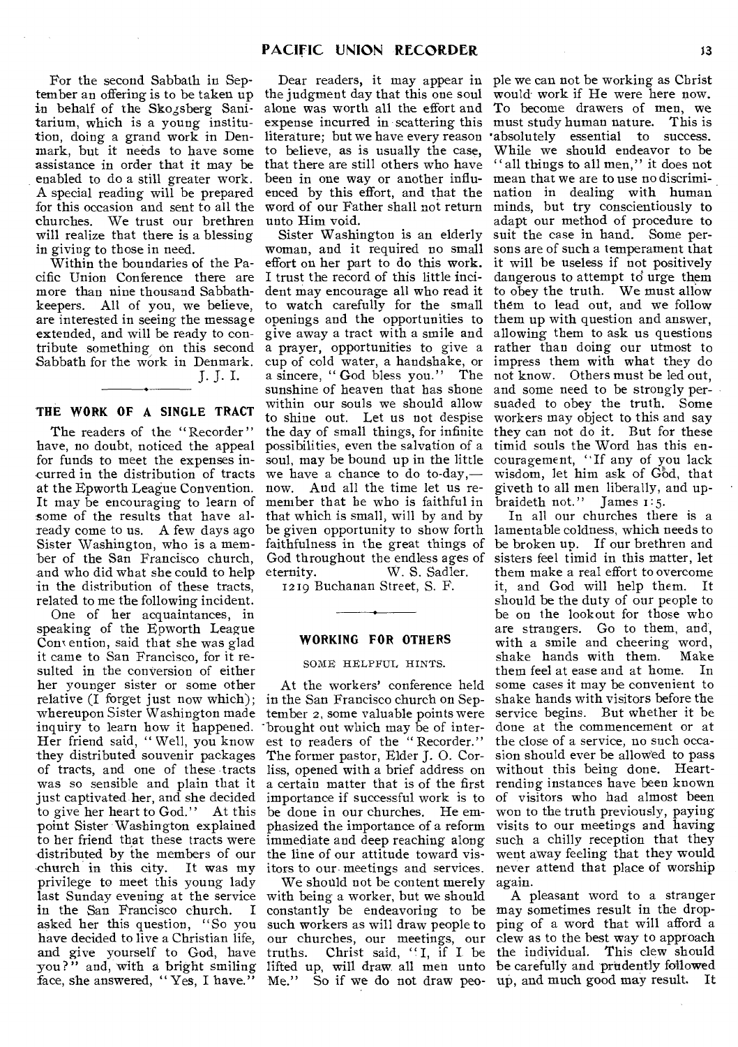For the second Sabbath in September an offering is to be taken up in behalf of the Skogsberg Sanitarium, which is a young institution, doing a grand work in Denmark, but it needs to have some assistance in order that it may be enabled to do a still greater work. A special reading will be prepared for this occasion and sent to all the churches. We trust our brethren will realize that there is a blessing in giving to those in need.

Within the boundaries of the Pacific Union Conference there are more than nine thousand Sabbath-keepers. All of you, we believe, are interested in seeing the message extended, and will be ready to contribute something on this second Sabbath for the work in Denmark.

J. J. I.

## THE WORK OF A SINGLE TRACT

The readers of the "Recorder" have, no doubt, noticed the appeal for funds to meet the expenses incurred in the distribution of tracts at the Epworth League Convention. It may be encouraging to learn of some of the results that have already come to us. A few days ago Sister Washington, who is a member of the San Francisco church, and who did what she could to help in the distribution of these tracts, related to me the following incident.

One of her acquaintances, in speaking of the Epworth League Convention, said that she was glad it came to San Francisco, for it resulted in the conversion of either her younger sister or some other relative (I forget just now which); whereupon Sister Washington made inquiry to learn how it happened. Her friend said, "Well, you know they distributed souvenir packages of tracts, and one of these tracts was so sensible and plain that it just captivated her, and she decided to give her heart to God." At this point Sister Washington explained to her friend that these tracts were distributed by the members of our church in this city. It was my privilege to meet this young lady last Sunday evening at the service in the San Francisco church. I asked her this question, "So you have decided to live a Christian life, and give yourself to God, have you?" and, with a bright smiling face, she answered, "Yes, I have."

Dear readers, it may appear in the judgment day that this one soul alone was worth all the effort and expense incurred in scattering this literature; but we have every reason to believe, as is usually the case, that there are still others who have been in one way or another influenced by this effort, and that the word of our Father shall not return unto Him void.

Sister Washington is an elderly woman, and it required no small effort on her part to do this work. I trust the record of this little incident may encourage all who read it to watch carefully for the small openings and the opportunities to give away a tract with a smile and a prayer, opportunities to give a cup of cold water, a handshake, or a sincere, "God bless you." The sunshine of heaven that has shone within our souls we should allow to shine out. Let us not despise the day of small things, for infinite possibilities, even the salvation of a soul, may be bound up in the little we have a chance to do to-day,—now. And all the time let us remember that he who is faithful in that which is small, will by and by be given opportunity to show forth faithfulness in the great things of God throughout the endless ages of eternity.

W. S. Sadler.

1219 Buchanan Street, S. F.

## WORKING FOR OTHERS

### SOME HELPFUL HINTS.

At the workers' conference held in the San Francisco church on September 2, some valuable points were brought out which may be of interest to readers of the "Recorder." The former pastor, Elder J. O. Corliss, opened with a brief address on a certain matter that is of the first importance if successful work is to be done in our churches. He emphasized the importance of a reform immediate and deep reaching along the line of our attitude toward visitors to our meetings and services.

We should not be content merely with being a worker, but we should constantly be endeavoring to be such workers as will draw people to our churches, our meetings, our truths. Christ said, "I, if I be lifted up, will draw all men unto Me." So if we do not draw people we can not be working as Christ would work if He were here now. To become drawers of men, we must study human nature. This is absolutely essential to success. While we should endeavor to be "all things to all men," it does not mean that we are to use no discrimination in dealing with human minds, but try conscientiously to adapt our method of procedure to suit the case in hand. Some persons are of such a temperament that it will be useless if not positively dangerous to attempt to urge them to obey the truth. We must allow them to lead out, and we follow them up with question and answer, allowing them to ask us questions rather than doing our utmost to impress them with what they do not know. Others must be led out, and some need to be strongly persuaded to obey the truth. Some workers may object to this and say they can not do it. But for these timid souls the Word has this encouragement, "If any of you lack wisdom, let him ask of God, that giveth to all men liberally, and upbraideth not." James 1:5.

In all our churches there is a lamentable coldness, which needs to be broken up. If our brethren and sisters feel timid in this matter, let them make a real effort to overcome it, and God will help them. It should be the duty of our people to be on the lookout for those who are strangers. Go to them, and, with a smile and cheering word, shake hands with them. Make them feel at ease and at home. In some cases it may be convenient to shake hands with visitors before the service begins. But whether it be done at the commencement or at the close of a service, no such occasion should ever be allowed to pass without this being done. Heartrending instances have been known of visitors who had almost been won to the truth previously, paying visits to our meetings and having such a chilly reception that they went away feeling that they would never attend that place of worship again.

A pleasant word to a stranger may sometimes result in the dropping of a word that will afford a clew as to the best way to approach the individual. This clew should be carefully and prudently followed up, and much good may result. It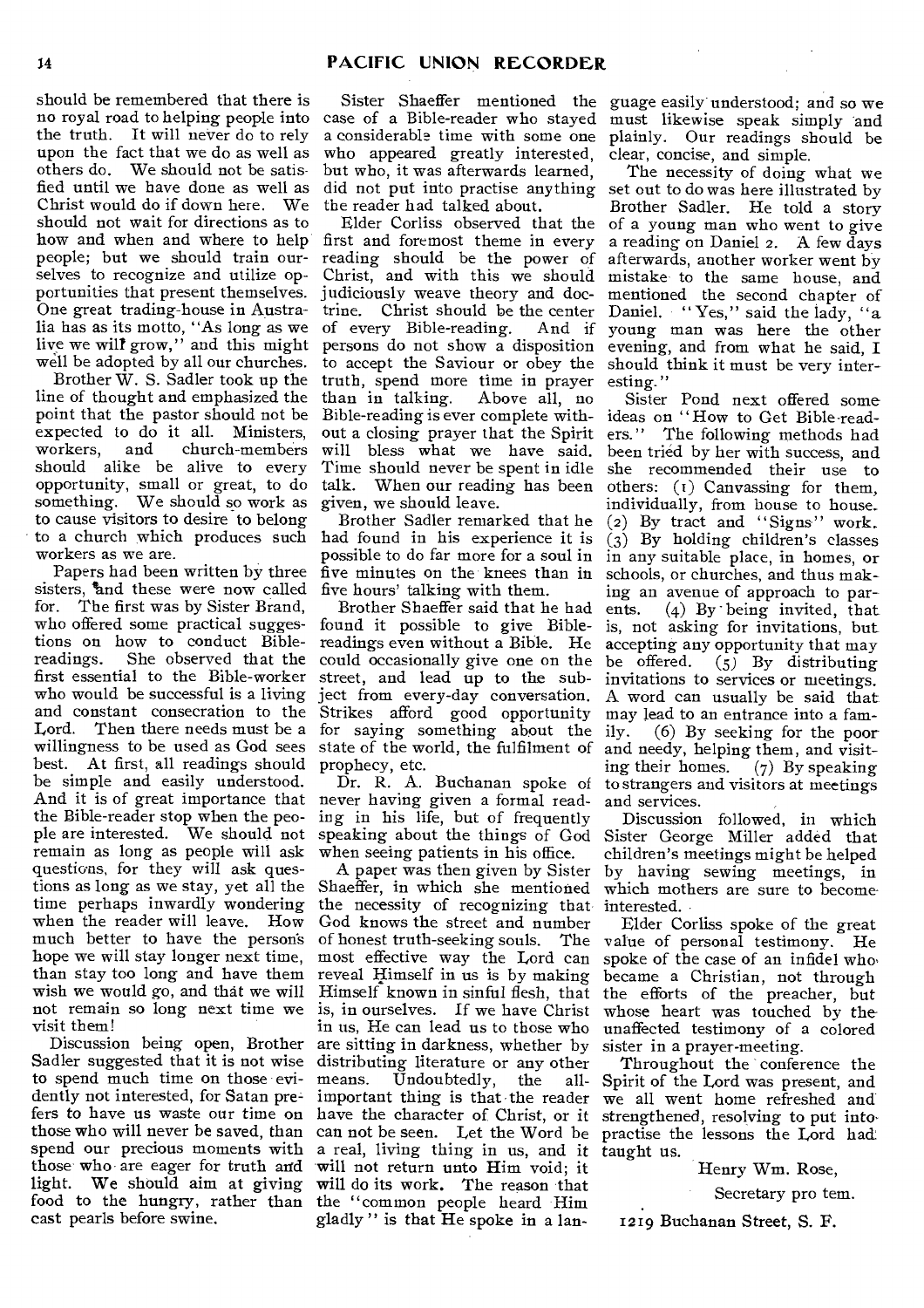should be remembered that there is no royal road to helping people into the truth. It will never do to rely upon the fact that we do as well as others do. We should not be satisfied until we have done as well as Christ would do if down here. We should not wait for directions as to how and when and where to help people; but we should train ourselves to recognize and utilize opportunities that present themselves. One great trading-house in Australia has as its motto, "As long as we live we will grow," and this might well be adopted by all our churches.

Brother W. S. Sadler took up the line of thought and emphasized the point that the pastor should not be expected to do it all. Ministers, workers, and church-members should alike be alive to every opportunity, small or great, to do something. We should so work as to cause visitors to desire to belong to a church which produces such workers as we are.

Papers had been written by three sisters, and these were now called for. The first was by Sister Brand, who offered some practical suggestions on how to conduct Bible-readings. She observed that the first essential to the Bible-worker who would be successful is a living and constant consecration to the Lord. Then there needs must be a willingness to be used as God sees best. At first, all readings should be simple and easily understood. And it is of great importance that the Bible-reader stop when the people are interested. We should not remain as long as people will ask questions, for they will ask questions as long as we stay, yet all the time perhaps inwardly wondering when the reader will leave. How much better to have the person's hope we will stay longer next time, than stay too long and have them wish we would go, and that we will not remain so long next time we visit them!

Discussion being open, Brother Sadler suggested that it is not wise to spend much time on those evidently not interested, for Satan prefers to have us waste our time on those who will never be saved, than spend our precious moments with those who are eager for truth and light. We should aim at giving food to the hungry, rather than cast pearls before swine.

Sister Shaeffer mentioned the case of a Bible-reader who stayed a considerable time with some one who appeared greatly interested, but who, it was afterwards learned, did not put into practise anything the reader had talked about.

Elder Corliss observed that the first and foremost theme in every reading should be the power of Christ, and with this we should judiciously weave theory and doctrine. Christ should be the center of every Bible-reading. And if persons do not show a disposition to accept the Saviour or obey the truth, spend more time in prayer than in talking. Above all, no Bible-reading is ever complete without a closing prayer that the Spirit will bless what we have said. Time should never be spent in idle talk. When our reading has been given, we should leave.

Brother Sadler remarked that he had found in his experience it is possible to do far more for a soul in five minutes on the knees than in five hours' talking with them.

Brother Shaeffer said that he had found it possible to give Bible-readings even without a Bible. He could occasionally give one on the street, and lead up to the subject from every-day conversation. Strikes afford good opportunity for saying something about the state of the world, the fulfilment of prophecy, etc.

Dr. R. A. Buchanan spoke of never having given a formal reading in his life, but of frequently speaking about the things of God when seeing patients in his office.

A paper was then given by Sister Shaeffer, in which she mentioned the necessity of recognizing that God knows the street and number of honest truth-seeking souls. The most effective way the Lord can reveal Himself in us is by making Himself known in sinful flesh, that is, in ourselves. If we have Christ in us, He can lead us to those who are sitting in darkness, whether by distributing literature or any other means. Undoubtedly, the all-important thing is that the reader have the character of Christ, or it can not be seen. Let the Word be a real, living thing in us, and it will not return unto Him void; it will do its work. The reason that the "common people heard Him gladly" is that He spoke in a language easily understood; and so we must likewise speak simply and plainly. Our readings should be clear, concise, and simple.

The necessity of doing what we set out to do was here illustrated by Brother Sadler. He told a story of a young man who went to give a reading on Daniel 2. A few days afterwards, another worker went by mistake to the same house, and mentioned the second chapter of Daniel. "Yes," said the lady, "a young man was here the other evening, and from what he said, I should think it must be very interesting."

Sister Pond next offered some ideas on "How to Get Bible-readers." The following methods had been tried by her with success, and she recommended their use to others: (1) Canvassing for them, individually, from house to house. (2) By tract and "Signs" work. (3) By holding children's classes in any suitable place, in homes, or schools, or churches, and thus making an avenue of approach to parents. (4) By being invited, that is, not asking for invitations, but accepting any opportunity that may be offered. (5) By distributing invitations to services or meetings. A word can usually be said that may lead to an entrance into a family. (6) By seeking for the poor and needy, helping them, and visiting their homes. (7) By speaking to strangers and visitors at meetings and services.

Discussion followed, in which Sister George Miller added that children's meetings might be helped by having sewing meetings, in which mothers are sure to become interested.

Elder Corliss spoke of the great value of personal testimony. He spoke of the case of an infidel who became a Christian, not through the efforts of the preacher, but whose heart was touched by the unaffected testimony of a colored sister in a prayer-meeting.

Throughout the conference the Spirit of the Lord was present, and we all went home refreshed and strengthened, resolving to put into practise the lessons the Lord had taught us.

Henry Wm. Rose,

Secretary pro tem.

1219 Buchanan Street, S. F.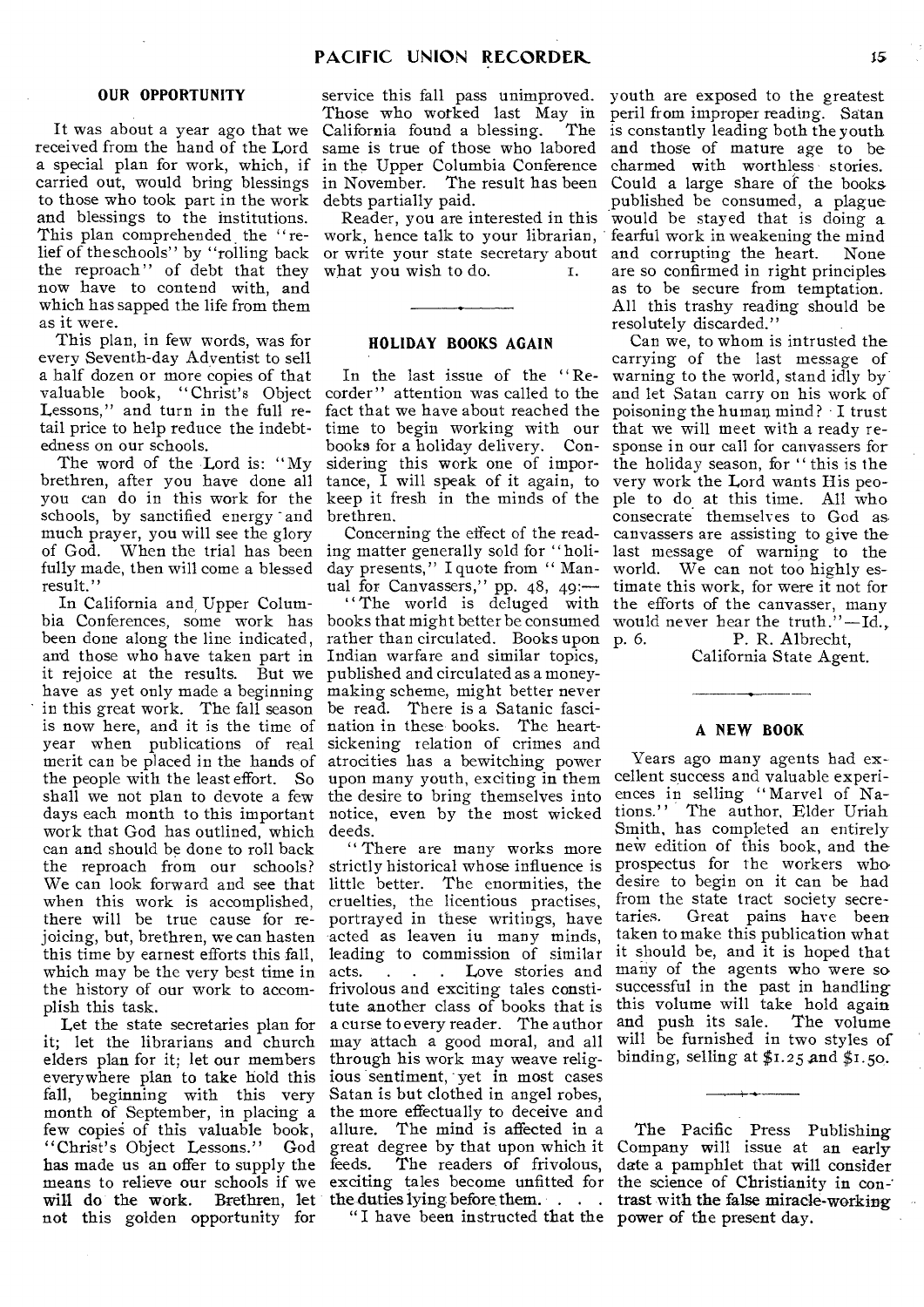## OUR OPPORTUNITY

It was about a year ago that we received from the hand of the Lord a special plan for work, which, if carried out, would bring blessings to those who took part in the work and blessings to the institutions. This plan comprehended the "relief of the schools" by "rolling back the reproach" of debt that they now have to contend with, and which has sapped the life from them as it were.

This plan, in few words, was for every Seventh-day Adventist to sell a half dozen or more copies of that valuable book, "Christ's Object Lessons," and turn in the full retail price to help reduce the indebtedness on our schools.

The word of the Lord is: "My brethren, after you have done all you can do in this work for the schools, by sanctified energy and much prayer, you will see the glory of God. When the trial has been fully made, then will come a blessed result."

In California and Upper Columbia Conferences, some work has been done along the line indicated, and those who have taken part in it rejoice at the results. But we have as yet only made a beginning in this great work. The fall season is now here, and it is the time of year when publications of real merit can be placed in the hands of the people with the least effort. So shall we not plan to devote a few days each month to this important work that God has outlined, which can and should be done to roll back the reproach from our schools? We can look forward and see that when this work is accomplished, there will be true cause for rejoicing, but, brethren, we can hasten this time by earnest efforts this fall, which may be the very best time in the history of our work to accomplish this task.

Let the state secretaries plan for it; let the librarians and church elders plan for it; let our members everywhere plan to take hold this fall, beginning with this very month of September, in placing a few copies of this valuable book, "Christ's Object Lessons." God has made us an offer to supply the means to relieve our schools if we will do the work. Brethren, let not this golden opportunity for service this fall pass unimproved. Those who worked last May in California found a blessing. The same is true of those who labored in the Upper Columbia Conference in November. The result has been debts partially paid.

Reader, you are interested in this work, hence talk to your librarian, or write your state secretary about what you wish to do. I.

---

## HOLIDAY BOOKS AGAIN

In the last issue of the "Recorder" attention was called to the fact that we have about reached the time to begin working with our books for a holiday delivery. Considering this work one of importance, I will speak of it again, to keep it fresh in the minds of the brethren.

Concerning the effect of the reading matter generally sold for "holiday presents," I quote from "Manual for Canvassers," pp. 48, 49:—

"The world is deluged with books that might better be consumed rather than circulated. Books upon Indian warfare and similar topics, published and circulated as a money-making scheme, might better never be read. There is a Satanic fascination in these books. The heart-sickening relation of crimes and atrocities has a bewitching power upon many youth, exciting in them the desire to bring themselves into notice, even by the most wicked deeds.

"There are many works more strictly historical whose influence is little better. The enormities, the cruelties, the licentious practises, portrayed in these writings, have acted as leaven in many minds, leading to commission of similar acts. . . . Love stories and frivolous and exciting tales constitute another class of books that is a curse to every reader. The author may attach a good moral, and all through his work may weave religious sentiment, yet in most cases Satan is but clothed in angel robes, the more effectually to deceive and allure. The mind is affected in a great degree by that upon which it feeds. The readers of frivolous, exciting tales become unfitted for the duties lying before them. . . .

"I have been instructed that the youth are exposed to the greatest peril from improper reading. Satan is constantly leading both the youth and those of mature age to be charmed with worthless stories. Could a large share of the books published be consumed, a plague would be stayed that is doing a fearful work in weakening the mind and corrupting the heart. None are so confirmed in right principles as to be secure from temptation. All this trashy reading should be resolutely discarded."

Can we, to whom is intrusted the carrying of the last message of warning to the world, stand idly by and let Satan carry on his work of poisoning the human mind? I trust that we will meet with a ready response in our call for canvassers for the holiday season, for "this is the very work the Lord wants His people to do at this time. All who consecrate themselves to God as canvassers are assisting to give the last message of warning to the world. We can not too highly estimate this work, for were it not for the efforts of the canvasser, many would never hear the truth."—Id., p. 6.

P. R. Albrecht,
California State Agent.

---

## A NEW BOOK

Years ago many agents had excellent success and valuable experiences in selling "Marvel of Nations." The author, Elder Uriah Smith, has completed an entirely new edition of this book, and the prospectus for the workers who desire to begin on it can be had from the state tract society secretaries. Great pains have been taken to make this publication what it should be, and it is hoped that many of the agents who were so successful in the past in handling this volume will take hold again and push its sale. The volume will be furnished in two styles of binding, selling at $1.25 and $1.50.

---

The Pacific Press Publishing Company will issue at an early date a pamphlet that will consider the science of Christianity in contrast with the false miracle-working power of the present day.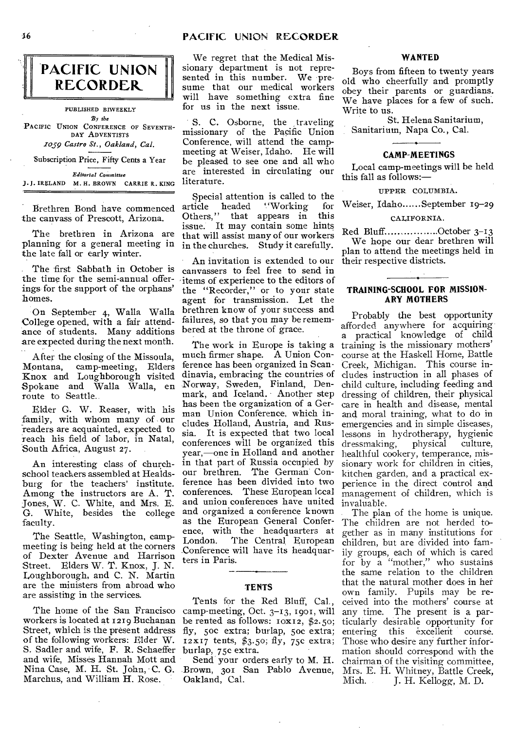# PACIFIC UNION RECORDER

PUBLISHED BIWEEKLY

*By the*

PACIFIC UNION CONFERENCE OF SEVENTH-DAY ADVENTISTS

*1059 Castro St., Oakland, Cal.*

Subscription Price, Fifty Cents a Year

*Editorial Committee*

J. J. IRELAND   M. H. BROWN   CARRIE R. KING

Brethren Bond have commenced the canvass of Prescott, Arizona.

The brethren in Arizona are planning for a general meeting in the late fall or early winter.

The first Sabbath in October is the time for the semi-annual offerings for the support of the orphans' homes.

On September 4, Walla Walla College opened, with a fair attendance of students. Many additions are expected during the next month.

After the closing of the Missoula, Montana, camp-meeting, Elders Knox and Loughborough visited Spokane and Walla Walla, en route to Seattle.

Elder G. W. Reaser, with his family, with whom many of our readers are acquainted, expected to reach his field of labor, in Natal, South Africa, August 27.

An interesting class of church-school teachers assembled at Healdsburg for the teachers' institute. Among the instructors are A. T. Jones, W. C. White, and Mrs. E. G. White, besides the college faculty.

The Seattle, Washington, camp-meeting is being held at the corners of Dexter Avenue and Harrison Street. Elders W. T. Knox, J. N. Loughborough, and C. N. Martin are the ministers from abroad who are assisting in the services.

The home of the San Francisco workers is located at 1219 Buchanan Street, which is the present address of the following workers: Elder W. S. Sadler and wife, F. R. Schaeffer and wife, Misses Hannah Mott and Nina Case, M. H. St. John, C. G. Marchus, and William H. Rose.

We regret that the Medical Missionary department is not represented in this number. We presume that our medical workers will have something extra fine for us in the next issue.

S. C. Osborne, the traveling missionary of the Pacific Union Conference, will attend the camp-meeting at Weiser, Idaho. He will be pleased to see one and all who are interested in circulating our literature.

Special attention is called to the article headed "Working for Others," that appears in this issue. It may contain some hints that will assist many of our workers in the churches. Study it carefully.

An invitation is extended to our canvassers to feel free to send in items of experience to the editors of the "Recorder," or to your state agent for transmission. Let the brethren know of your success and failures, so that you may be remembered at the throne of grace.

The work in Europe is taking a much firmer shape. A Union Conference has been organized in Scandinavia, embracing the countries of Norway, Sweden, Finland, Denmark, and Iceland. Another step has been the organization of a German Union Conference, which includes Holland, Austria, and Russia. It is expected that two local conferences will be organized this year,—one in Holland and another in that part of Russia occupied by our brethren. The German Conference has been divided into two conferences. These European local and union conferences have united and organized a conference known as the European General Conference, with the headquarters at London. The Central European Conference will have its headquarters in Paris.

## TENTS

Tents for the Red Bluff, Cal., camp-meeting, Oct. 3–13, 1901, will be rented as follows: 10x12, $2.50; fly, 50c extra; burlap, 50c extra; 12x17 tents, $3.50; fly, 75c extra; burlap, 75c extra.

Send your orders early to M. H. Brown, 301 San Pablo Avenue, Oakland, Cal.

## WANTED

Boys from fifteen to twenty years old who cheerfully and promptly obey their parents or guardians. We have places for a few of such. Write to us.

St. Helena Sanitarium,
Sanitarium, Napa Co., Cal.

## CAMP-MEETINGS

Local camp-meetings will be held this fall as follows:—

UPPER COLUMBIA.

Weiser, Idaho......September 19–29

CALIFORNIA.

Red Bluff................October 3–13

We hope our dear brethren will plan to attend the meetings held in their respective districts.

## TRAINING-SCHOOL FOR MISSIONARY MOTHERS

Probably the best opportunity afforded anywhere for acquiring a practical knowledge of child training is the missionary mothers' course at the Haskell Home, Battle Creek, Michigan. This course includes instruction in all phases of child culture, including feeding and dressing of children, their physical care in health and disease, mental and moral training, what to do in emergencies and in simple diseases, lessons in hydrotherapy, hygienic dressmaking, physical culture, healthful cookery, temperance, missionary work for children in cities, kitchen garden, and a practical experience in the direct control and management of children, which is invaluable.

The plan of the home is unique. The children are not herded together as in many institutions for children, but are divided into family groups, each of which is cared for by a "mother," who sustains the same relation to the children that the natural mother does in her own family. Pupils may be received into the mothers' course at any time. The present is a particularly desirable opportunity for entering this excellent course. Those who desire any further information should correspond with the chairman of the visiting committee, Mrs. E. H. Whitney, Battle Creek, Mich.

J. H. Kellogg, M. D.